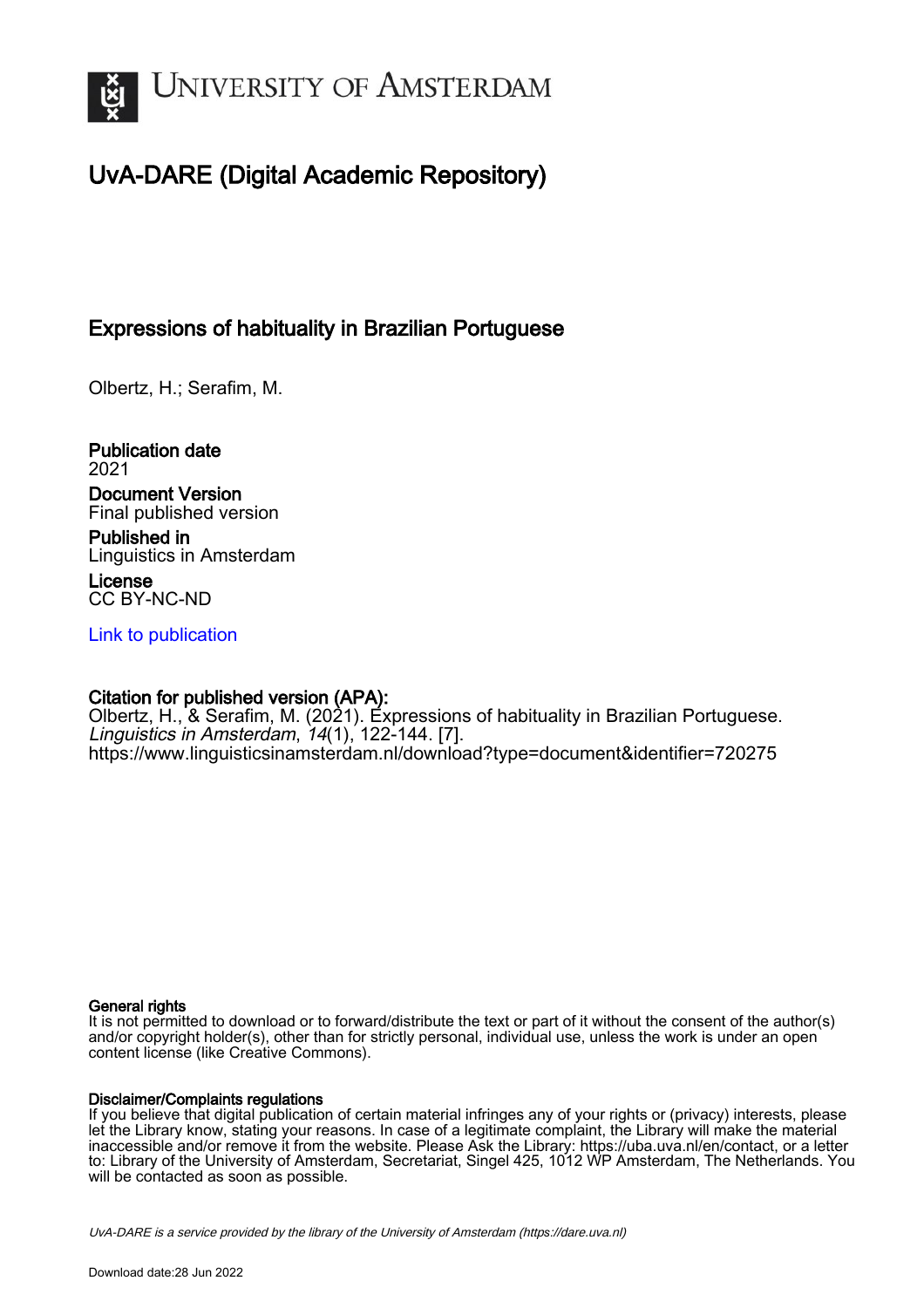UNIVERSITY OF AMSTERDAM

# UvA-DARE (Digital Academic Repository)

## Expressions of habituality in Brazilian Portuguese

Olbertz, H.; Serafim, M.

**Publication date**
2021

**Document Version**
Final published version

**Published in**
Linguistics in Amsterdam

**License**
CC BY-NC-ND

[Link to publication]

**Citation for published version (APA):**
Olbertz, H., & Serafim, M. (2021). Expressions of habituality in Brazilian Portuguese. *Linguistics in Amsterdam*, *14*(1), 122-144. [7].
https://www.linguisticsinamsterdam.nl/download?type=document&identifier=720275

**General rights**
It is not permitted to download or to forward/distribute the text or part of it without the consent of the author(s) and/or copyright holder(s), other than for strictly personal, individual use, unless the work is under an open content license (like Creative Commons).

**Disclaimer/Complaints regulations**
If you believe that digital publication of certain material infringes any of your rights or (privacy) interests, please let the Library know, stating your reasons. In case of a legitimate complaint, the Library will make the material inaccessible and/or remove it from the website. Please Ask the Library: https://uba.uva.nl/en/contact, or a letter to: Library of the University of Amsterdam, Secretariat, Singel 425, 1012 WP Amsterdam, The Netherlands. You will be contacted as soon as possible.

UvA-DARE is a service provided by the library of the University of Amsterdam (https://dare.uva.nl)

Download date:28 Jun 2022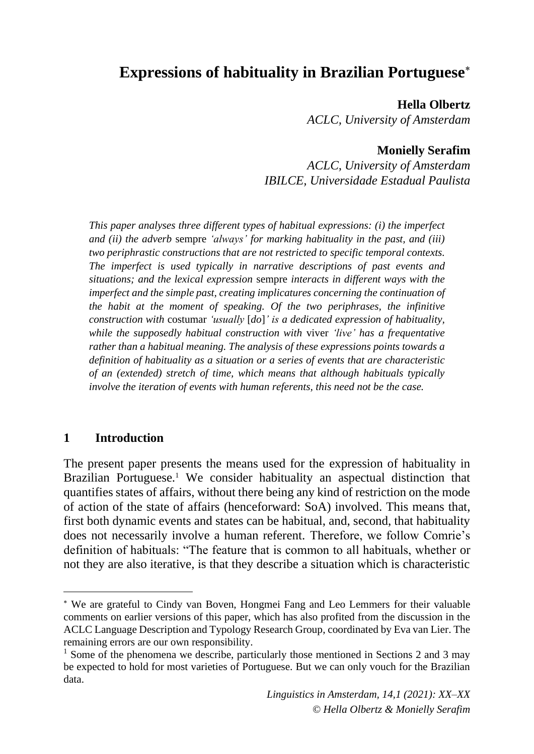# Expressions of habituality in Brazilian Portuguese*

**Hella Olbertz**
*ACLC, University of Amsterdam*

**Monielly Serafim**
*ACLC, University of Amsterdam*
*IBILCE, Universidade Estadual Paulista*

*This paper analyses three different types of habitual expressions: (i) the imperfect and (ii) the adverb* sempre *'always' for marking habituality in the past, and (iii) two periphrastic constructions that are not restricted to specific temporal contexts. The imperfect is used typically in narrative descriptions of past events and situations; and the lexical expression* sempre *interacts in different ways with the imperfect and the simple past, creating implicatures concerning the continuation of the habit at the moment of speaking. Of the two periphrases, the infinitive construction with* costumar *'usually* [*do*]*' is a dedicated expression of habituality, while the supposedly habitual construction with* viver *'live' has a frequentative rather than a habitual meaning. The analysis of these expressions points towards a definition of habituality as a situation or a series of events that are characteristic of an (extended) stretch of time, which means that although habituals typically involve the iteration of events with human referents, this need not be the case.*

## 1 Introduction

The present paper presents the means used for the expression of habituality in Brazilian Portuguese.[1] We consider habituality an aspectual distinction that quantifies states of affairs, without there being any kind of restriction on the mode of action of the state of affairs (henceforward: SoA) involved. This means that, first both dynamic events and states can be habitual, and, second, that habituality does not necessarily involve a human referent. Therefore, we follow Comrie's definition of habituals: "The feature that is common to all habituals, whether or not they are also iterative, is that they describe a situation which is characteristic

---

* We are grateful to Cindy van Boven, Hongmei Fang and Leo Lemmers for their valuable comments on earlier versions of this paper, which has also profited from the discussion in the ACLC Language Description and Typology Research Group, coordinated by Eva van Lier. The remaining errors are our own responsibility.

[1] Some of the phenomena we describe, particularly those mentioned in Sections 2 and 3 may be expected to hold for most varieties of Portuguese. But we can only vouch for the Brazilian data.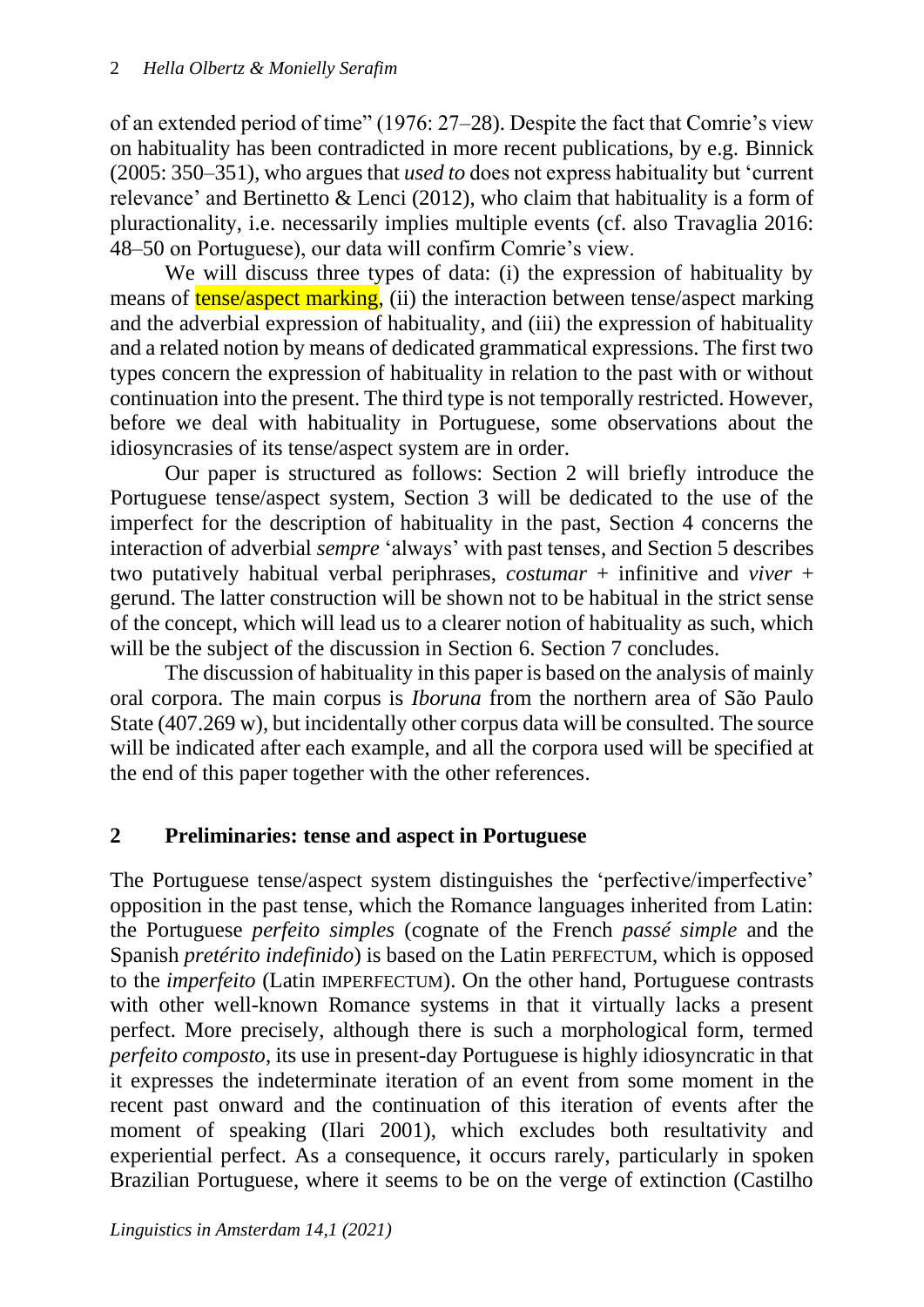of an extended period of time" (1976: 27–28). Despite the fact that Comrie's view on habituality has been contradicted in more recent publications, by e.g. Binnick (2005: 350–351), who argues that *used to* does not express habituality but 'current relevance' and Bertinetto & Lenci (2012), who claim that habituality is a form of pluractionality, i.e. necessarily implies multiple events (cf. also Travaglia 2016: 48–50 on Portuguese), our data will confirm Comrie's view.

We will discuss three types of data: (i) the expression of habituality by means of tense/aspect marking, (ii) the interaction between tense/aspect marking and the adverbial expression of habituality, and (iii) the expression of habituality and a related notion by means of dedicated grammatical expressions. The first two types concern the expression of habituality in relation to the past with or without continuation into the present. The third type is not temporally restricted. However, before we deal with habituality in Portuguese, some observations about the idiosyncrasies of its tense/aspect system are in order.

Our paper is structured as follows: Section 2 will briefly introduce the Portuguese tense/aspect system, Section 3 will be dedicated to the use of the imperfect for the description of habituality in the past, Section 4 concerns the interaction of adverbial *sempre* 'always' with past tenses, and Section 5 describes two putatively habitual verbal periphrases, *costumar* + infinitive and *viver* + gerund. The latter construction will be shown not to be habitual in the strict sense of the concept, which will lead us to a clearer notion of habituality as such, which will be the subject of the discussion in Section 6. Section 7 concludes.

The discussion of habituality in this paper is based on the analysis of mainly oral corpora. The main corpus is *Iboruna* from the northern area of São Paulo State (407.269 w), but incidentally other corpus data will be consulted. The source will be indicated after each example, and all the corpora used will be specified at the end of this paper together with the other references.

## 2 Preliminaries: tense and aspect in Portuguese

The Portuguese tense/aspect system distinguishes the 'perfective/imperfective' opposition in the past tense, which the Romance languages inherited from Latin: the Portuguese *perfeito simples* (cognate of the French *passé simple* and the Spanish *pretérito indefinido*) is based on the Latin PERFECTUM, which is opposed to the *imperfeito* (Latin IMPERFECTUM). On the other hand, Portuguese contrasts with other well-known Romance systems in that it virtually lacks a present perfect. More precisely, although there is such a morphological form, termed *perfeito composto*, its use in present-day Portuguese is highly idiosyncratic in that it expresses the indeterminate iteration of an event from some moment in the recent past onward and the continuation of this iteration of events after the moment of speaking (Ilari 2001), which excludes both resultativity and experiential perfect. As a consequence, it occurs rarely, particularly in spoken Brazilian Portuguese, where it seems to be on the verge of extinction (Castilho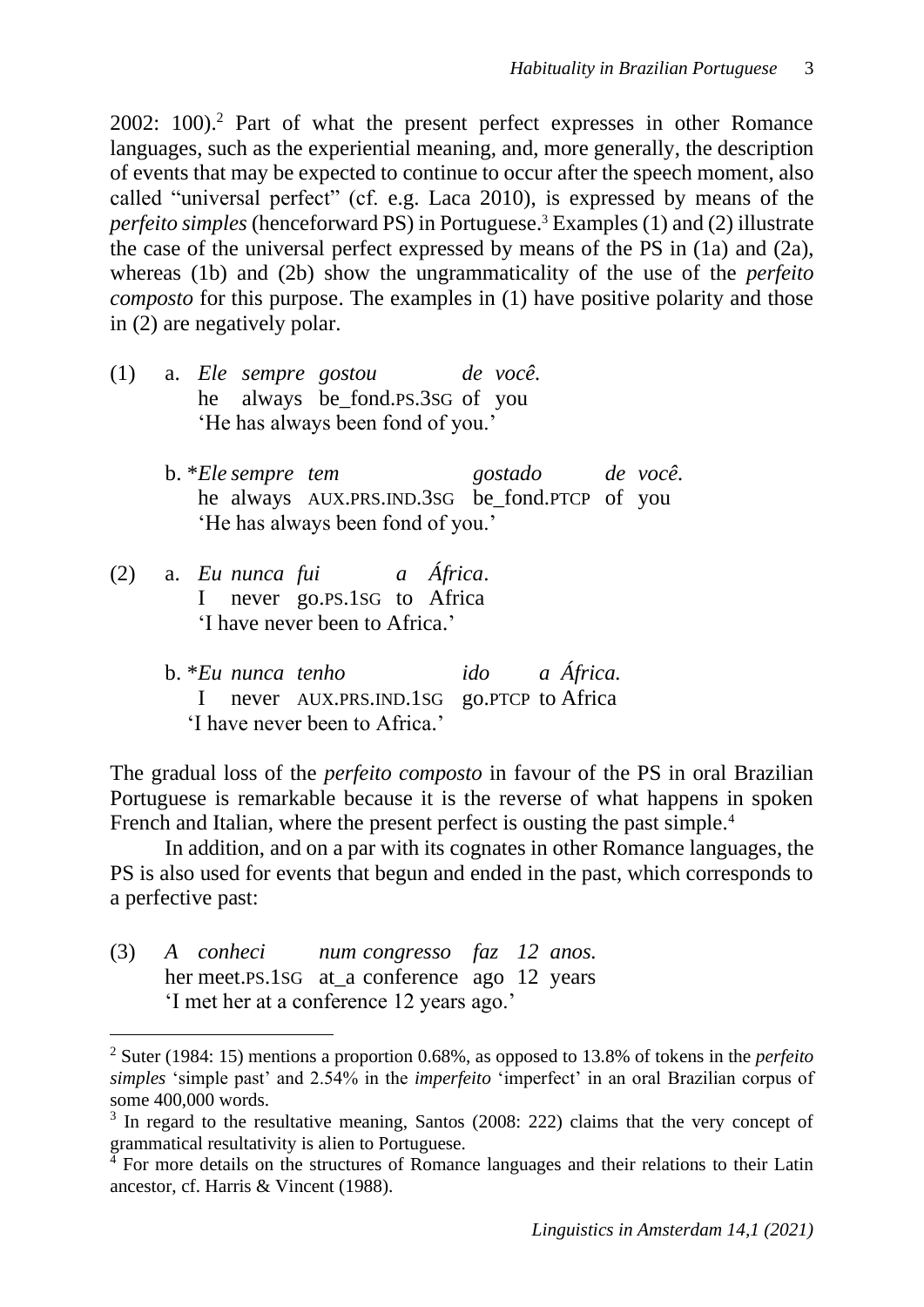2002: 100).[2] Part of what the present perfect expresses in other Romance languages, such as the experiential meaning, and, more generally, the description of events that may be expected to continue to occur after the speech moment, also called "universal perfect" (cf. e.g. Laca 2010), is expressed by means of the *perfeito simples* (henceforward PS) in Portuguese.[3] Examples (1) and (2) illustrate the case of the universal perfect expressed by means of the PS in (1a) and (2a), whereas (1b) and (2b) show the ungrammaticality of the use of the *perfeito composto* for this purpose. The examples in (1) have positive polarity and those in (2) are negatively polar.

(1) a. *Ele sempre gostou de você.*
he always be_fond.PS.3SG of you
'He has always been fond of you.'

b. \**Ele sempre tem gostado de você.*
he always AUX.PRS.IND.3SG be_fond.PTCP of you
'He has always been fond of you.'

(2) a. *Eu nunca fui a África*.
I never go.PS.1SG to Africa
'I have never been to Africa.'

b. \**Eu nunca tenho ido a África.*
I never AUX.PRS.IND.1SG go.PTCP to Africa
'I have never been to Africa.'

The gradual loss of the *perfeito composto* in favour of the PS in oral Brazilian Portuguese is remarkable because it is the reverse of what happens in spoken French and Italian, where the present perfect is ousting the past simple.[4]

In addition, and on a par with its cognates in other Romance languages, the PS is also used for events that begun and ended in the past, which corresponds to a perfective past:

(3) *A conheci num congresso faz 12 anos.*
her meet.PS.1SG at_a conference ago 12 years
'I met her at a conference 12 years ago.'

---

[2] Suter (1984: 15) mentions a proportion 0.68%, as opposed to 13.8% of tokens in the *perfeito simples* 'simple past' and 2.54% in the *imperfeito* 'imperfect' in an oral Brazilian corpus of some 400,000 words.

[3] In regard to the resultative meaning, Santos (2008: 222) claims that the very concept of grammatical resultativity is alien to Portuguese.

[4] For more details on the structures of Romance languages and their relations to their Latin ancestor, cf. Harris & Vincent (1988).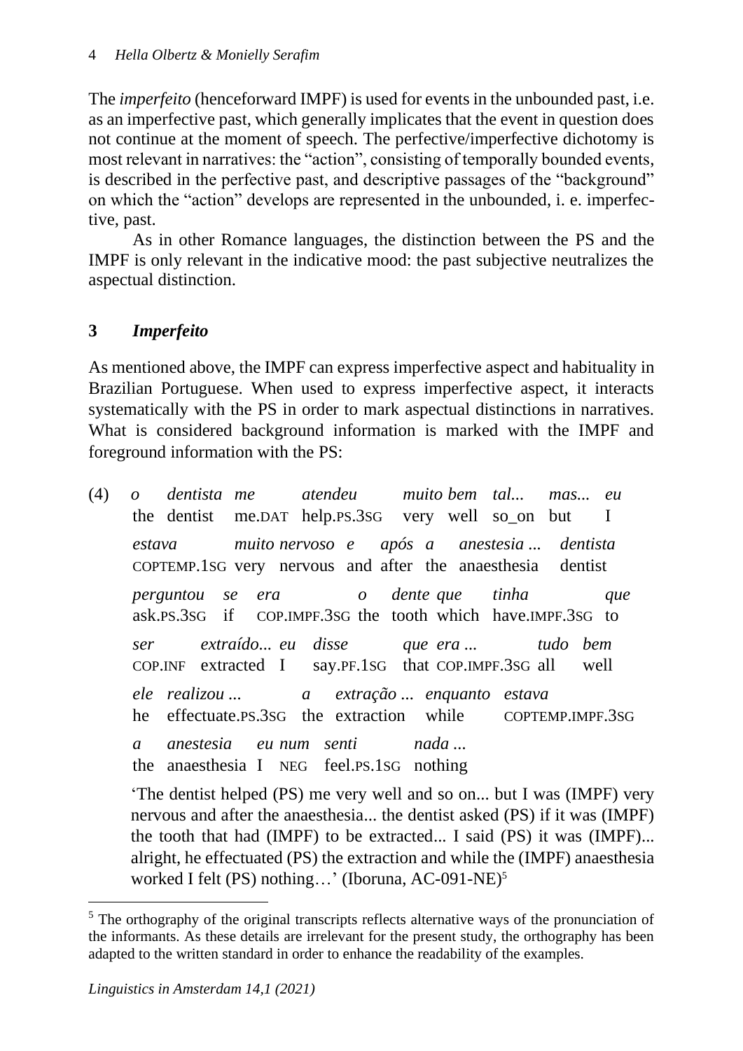The *imperfeito* (henceforward IMPF) is used for events in the unbounded past, i.e. as an imperfective past, which generally implicates that the event in question does not continue at the moment of speech. The perfective/imperfective dichotomy is most relevant in narratives: the "action", consisting of temporally bounded events, is described in the perfective past, and descriptive passages of the "background" on which the "action" develops are represented in the unbounded, i. e. imperfective, past.

As in other Romance languages, the distinction between the PS and the IMPF is only relevant in the indicative mood: the past subjective neutralizes the aspectual distinction.

## 3 *Imperfeito*

As mentioned above, the IMPF can express imperfective aspect and habituality in Brazilian Portuguese. When used to express imperfective aspect, it interacts systematically with the PS in order to mark aspectual distinctions in narratives. What is considered background information is marked with the IMPF and foreground information with the PS:

(4) *o dentista me atendeu muito bem tal... mas... eu*
the dentist me.DAT help.PS.3SG very well so_on but I
*estava muito nervoso e após a anestesia ... dentista*
COPTEMP.1SG very nervous and after the anaesthesia dentist
*perguntou se era o dente que tinha que*
ask.PS.3SG if COP.IMPF.3SG the tooth which have.IMPF.3SG to
*ser extraído... eu disse que era ... tudo bem*
COP.INF extracted I say.PF.1SG that COP.IMPF.3SG all well
*ele realizou ... a extração ... enquanto estava*
he effectuate.PS.3SG the extraction while COPTEMP.IMPF.3SG
*a anestesia eu num senti nada ...*
the anaesthesia I NEG feel.PS.1SG nothing

'The dentist helped (PS) me very well and so on... but I was (IMPF) very nervous and after the anaesthesia... the dentist asked (PS) if it was (IMPF) the tooth that had (IMPF) to be extracted... I said (PS) it was (IMPF)... alright, he effectuated (PS) the extraction and while the (IMPF) anaesthesia worked I felt (PS) nothing…' (Iboruna, AC-091-NE)[5]

[5] The orthography of the original transcripts reflects alternative ways of the pronunciation of the informants. As these details are irrelevant for the present study, the orthography has been adapted to the written standard in order to enhance the readability of the examples.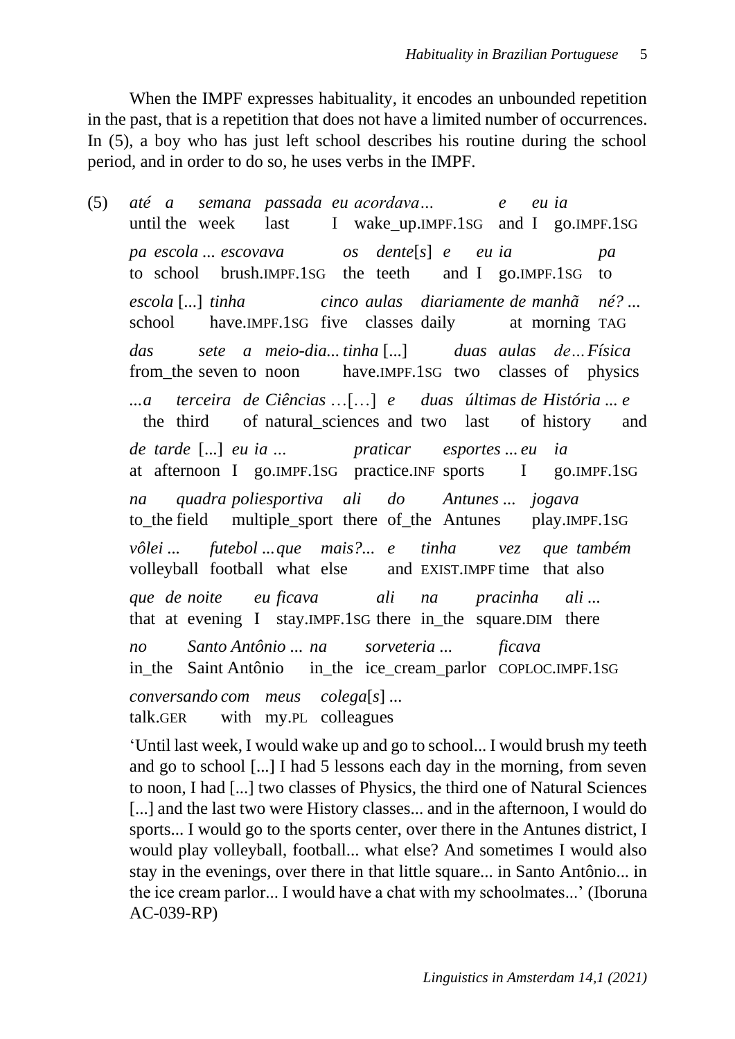When the IMPF expresses habituality, it encodes an unbounded repetition in the past, that is a repetition that does not have a limited number of occurrences. In (5), a boy who has just left school describes his routine during the school period, and in order to do so, he uses verbs in the IMPF.

(5) *até a semana passada eu acordava… e eu ia*
until the week last I wake_up.IMPF.1SG and I go.IMPF.1SG

*pa escola ... escovava os dente*[*s*] *e eu ia pa*
to school brush.IMPF.1SG the teeth and I go.IMPF.1SG to

*escola* [...] *tinha cinco aulas diariamente de manhã né? ...*
school have.IMPF.1SG five classes daily at morning TAG

*das sete a meio-dia... tinha* [...] *duas aulas de… Física*
from_the seven to noon have.IMPF.1SG two classes of physics

*...a terceira de Ciências* …[…] *e duas últimas de História ... e*
the third of natural_sciences and two last of history and

*de tarde* [...] *eu ia ... praticar esportes ... eu ia*
at afternoon I go.IMPF.1SG practice.INF sports I go.IMPF.1SG

*na quadra poliesportiva ali do Antunes ... jogava*
to_the field multiple_sport there of_the Antunes play.IMPF.1SG

*vôlei ... futebol ... que mais?... e tinha vez que também*
volleyball football what else and EXIST.IMPF time that also

*que de noite eu ficava ali na pracinha ali ...*
that at evening I stay.IMPF.1SG there in_the square.DIM there

*no Santo Antônio ... na sorveteria ... ficava*
in_the Saint Antônio in_the ice_cream_parlor COPLOC.IMPF.1SG

*conversando com meus colega*[*s*] *...*
talk.GER with my.PL colleagues

'Until last week, I would wake up and go to school... I would brush my teeth and go to school [...] I had 5 lessons each day in the morning, from seven to noon, I had [...] two classes of Physics, the third one of Natural Sciences [...] and the last two were History classes... and in the afternoon, I would do sports... I would go to the sports center, over there in the Antunes district, I would play volleyball, football... what else? And sometimes I would also stay in the evenings, over there in that little square... in Santo Antônio... in the ice cream parlor... I would have a chat with my schoolmates...' (Iboruna AC-039-RP)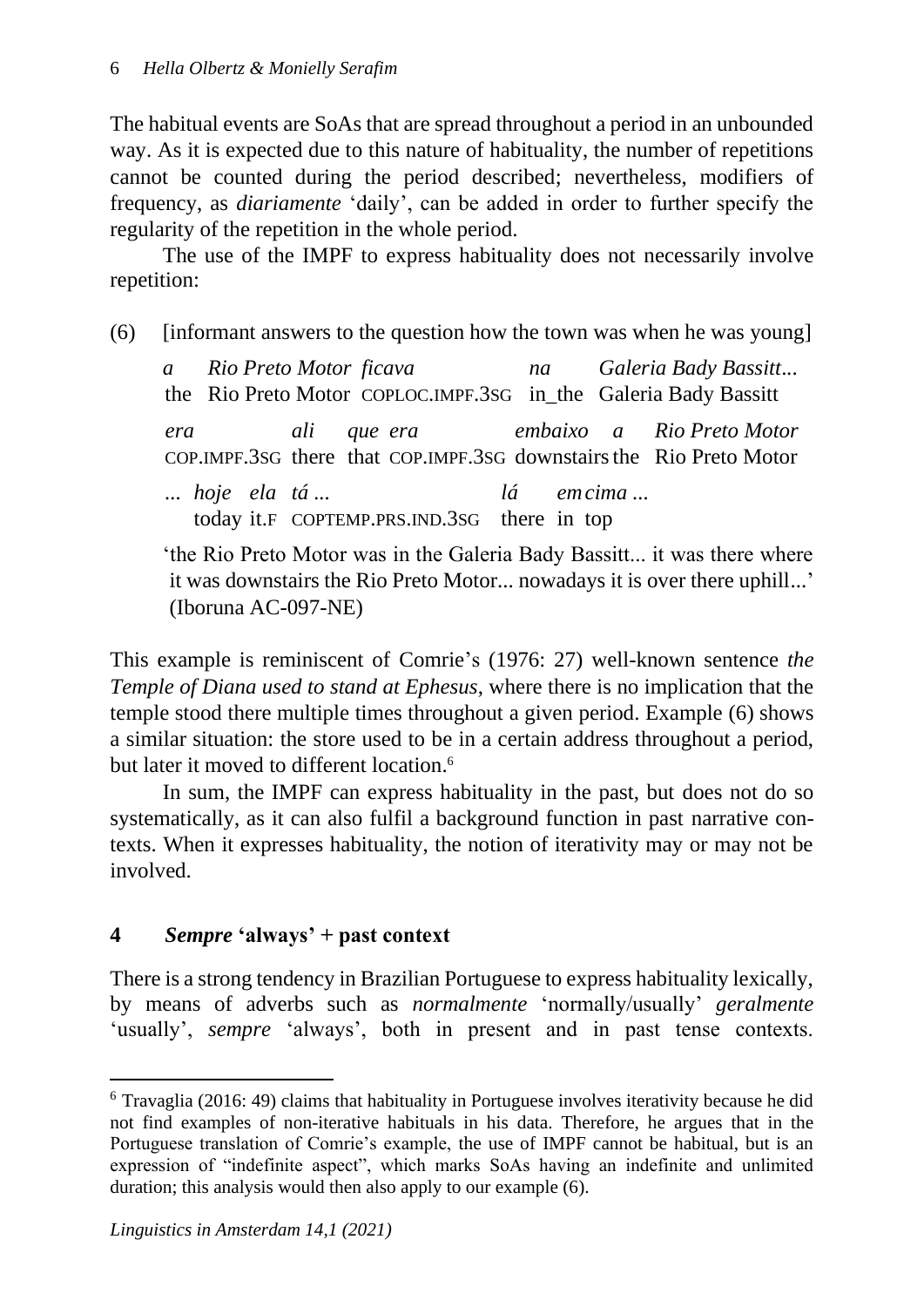The habitual events are SoAs that are spread throughout a period in an unbounded way. As it is expected due to this nature of habituality, the number of repetitions cannot be counted during the period described; nevertheless, modifiers of frequency, as *diariamente* 'daily', can be added in order to further specify the regularity of the repetition in the whole period.

The use of the IMPF to express habituality does not necessarily involve repetition:

(6) [informant answers to the question how the town was when he was young]

*a Rio Preto Motor ficava na Galeria Bady Bassitt...*
the Rio Preto Motor COPLOC.IMPF.3SG in_the Galeria Bady Bassitt

*era ali que era embaixo a Rio Preto Motor*
COP.IMPF.3SG there that COP.IMPF.3SG downstairs the Rio Preto Motor

*... hoje ela tá ... lá em cima ...*
today it.F COPTEMP.PRS.IND.3SG there in top

'the Rio Preto Motor was in the Galeria Bady Bassitt... it was there where it was downstairs the Rio Preto Motor... nowadays it is over there uphill...' (Iboruna AC-097-NE)

This example is reminiscent of Comrie's (1976: 27) well-known sentence *the Temple of Diana used to stand at Ephesus*, where there is no implication that the temple stood there multiple times throughout a given period. Example (6) shows a similar situation: the store used to be in a certain address throughout a period, but later it moved to different location.[6]

In sum, the IMPF can express habituality in the past, but does not do so systematically, as it can also fulfil a background function in past narrative contexts. When it expresses habituality, the notion of iterativity may or may not be involved.

## 4 *Sempre* 'always' + past context

There is a strong tendency in Brazilian Portuguese to express habituality lexically, by means of adverbs such as *normalmente* 'normally/usually' *geralmente* 'usually', *sempre* 'always', both in present and in past tense contexts.

---

[6] Travaglia (2016: 49) claims that habituality in Portuguese involves iterativity because he did not find examples of non-iterative habituals in his data. Therefore, he argues that in the Portuguese translation of Comrie's example, the use of IMPF cannot be habitual, but is an expression of "indefinite aspect", which marks SoAs having an indefinite and unlimited duration; this analysis would then also apply to our example (6).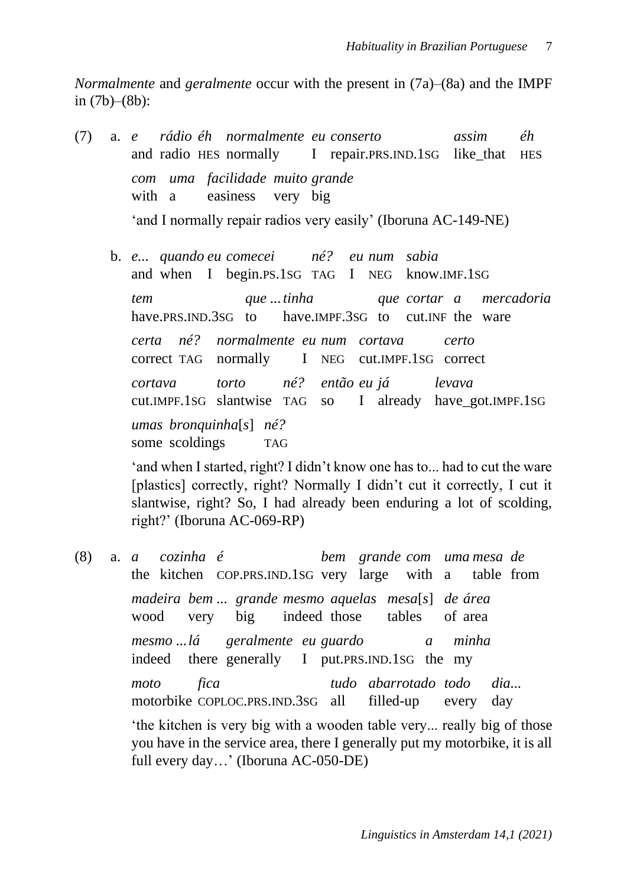*Normalmente* and *geralmente* occur with the present in (7a)–(8a) and the IMPF in (7b)–(8b):

(7) a. *e rádio éh normalmente eu conserto assim éh*
and radio HES normally I repair.PRS.IND.1SG like_that HES
*com uma facilidade muito grande*
with a easiness very big
'and I normally repair radios very easily' (Iboruna AC-149-NE)

b. *e... quando eu comecei né? eu num sabia*
and when I begin.PS.1SG TAG I NEG know.IMF.1SG
*tem que ... tinha que cortar a mercadoria*
have.PRS.IND.3SG to have.IMPF.3SG to cut.INF the ware
*certa né? normalmente eu num cortava certo*
correct TAG normally I NEG cut.IMPF.1SG correct
*cortava torto né? então eu já levava*
cut.IMPF.1SG slantwise TAG so I already have_got.IMPF.1SG
*umas bronquinha[s] né?*
some scoldings TAG
'and when I started, right? I didn't know one has to... had to cut the ware [plastics] correctly, right? Normally I didn't cut it correctly, I cut it slantwise, right? So, I had already been enduring a lot of scolding, right?' (Iboruna AC-069-RP)

(8) a. *a cozinha é bem grande com uma mesa de*
the kitchen COP.PRS.IND.1SG very large with a table from
*madeira bem ... grande mesmo aquelas mesa[s] de área*
wood very big indeed those tables of area
*mesmo ... lá geralmente eu guardo a minha*
indeed there generally I put.PRS.IND.1SG the my
*moto fica tudo abarrotado todo dia...*
motorbike COPLOC.PRS.IND.3SG all filled-up every day
'the kitchen is very big with a wooden table very... really big of those you have in the service area, there I generally put my motorbike, it is all full every day…' (Iboruna AC-050-DE)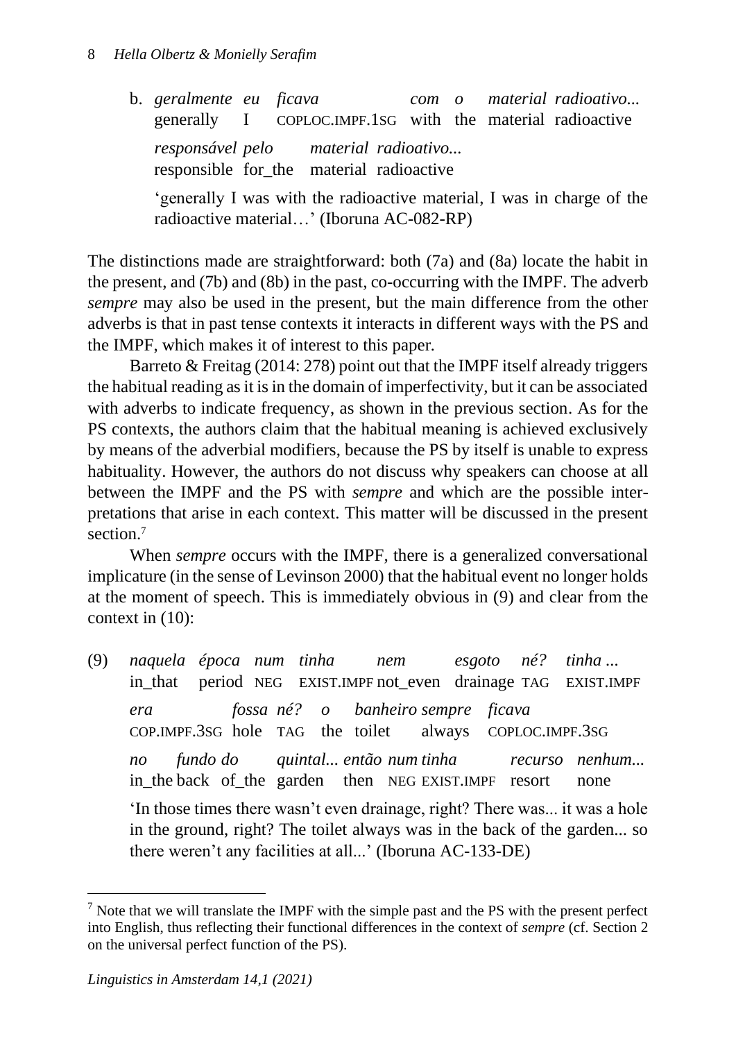b. *geralmente eu ficava com o material radioativo...*
generally I COPLOC.IMPF.1SG with the material radioactive
*responsável pelo material radioativo...*
responsible for_the material radioactive
'generally I was with the radioactive material, I was in charge of the radioactive material…' (Iboruna AC-082-RP)

The distinctions made are straightforward: both (7a) and (8a) locate the habit in the present, and (7b) and (8b) in the past, co-occurring with the IMPF. The adverb *sempre* may also be used in the present, but the main difference from the other adverbs is that in past tense contexts it interacts in different ways with the PS and the IMPF, which makes it of interest to this paper.

Barreto & Freitag (2014: 278) point out that the IMPF itself already triggers the habitual reading as it is in the domain of imperfectivity, but it can be associated with adverbs to indicate frequency, as shown in the previous section. As for the PS contexts, the authors claim that the habitual meaning is achieved exclusively by means of the adverbial modifiers, because the PS by itself is unable to express habituality. However, the authors do not discuss why speakers can choose at all between the IMPF and the PS with *sempre* and which are the possible interpretations that arise in each context. This matter will be discussed in the present section.[7]

When *sempre* occurs with the IMPF, there is a generalized conversational implicature (in the sense of Levinson 2000) that the habitual event no longer holds at the moment of speech. This is immediately obvious in (9) and clear from the context in (10):

(9) *naquela época num tinha nem esgoto né? tinha ...*
in_that period NEG EXIST.IMPF not_even drainage TAG EXIST.IMPF
*era fossa né? o banheiro sempre ficava*
COP.IMPF.3SG hole TAG the toilet always COPLOC.IMPF.3SG
*no fundo do quintal... então num tinha recurso nenhum...*
in_the back of_the garden then NEG EXIST.IMPF resort none
'In those times there wasn't even drainage, right? There was... it was a hole in the ground, right? The toilet always was in the back of the garden... so there weren't any facilities at all...' (Iboruna AC-133-DE)

---

[7] Note that we will translate the IMPF with the simple past and the PS with the present perfect into English, thus reflecting their functional differences in the context of *sempre* (cf. Section 2 on the universal perfect function of the PS).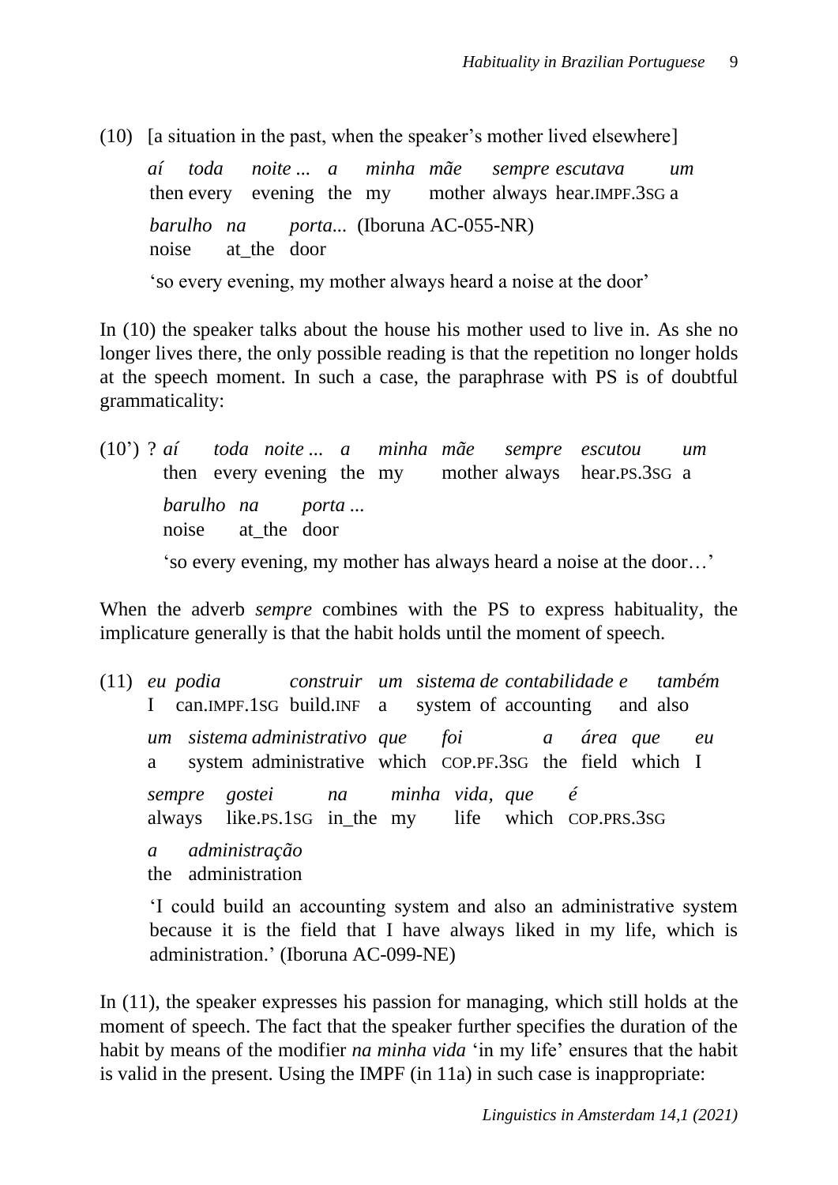(10) [a situation in the past, when the speaker's mother lived elsewhere]

*aí toda noite ... a minha mãe sempre escutava um*
then every evening the my mother always hear.IMPF.3SG a

*barulho na porta...* (Iboruna AC-055-NR)
noise at_the door

'so every evening, my mother always heard a noise at the door'

In (10) the speaker talks about the house his mother used to live in. As she no longer lives there, the only possible reading is that the repetition no longer holds at the speech moment. In such a case, the paraphrase with PS is of doubtful grammaticality:

(10') ? *aí toda noite ... a minha mãe sempre escutou um*
then every evening the my mother always hear.PS.3SG a

*barulho na porta ...*
noise at_the door

'so every evening, my mother has always heard a noise at the door…'

When the adverb *sempre* combines with the PS to express habituality, the implicature generally is that the habit holds until the moment of speech.

(11) *eu podia construir um sistema de contabilidade e também*
I can.IMPF.1SG build.INF a system of accounting and also

*um sistema administrativo que foi a área que eu*
a system administrative which COP.PF.3SG the field which I

*sempre gostei na minha vida, que é*
always like.PS.1SG in_the my life which COP.PRS.3SG

*a administração*
the administration

'I could build an accounting system and also an administrative system because it is the field that I have always liked in my life, which is administration.' (Iboruna AC-099-NE)

In (11), the speaker expresses his passion for managing, which still holds at the moment of speech. The fact that the speaker further specifies the duration of the habit by means of the modifier *na minha vida* 'in my life' ensures that the habit is valid in the present. Using the IMPF (in 11a) in such case is inappropriate: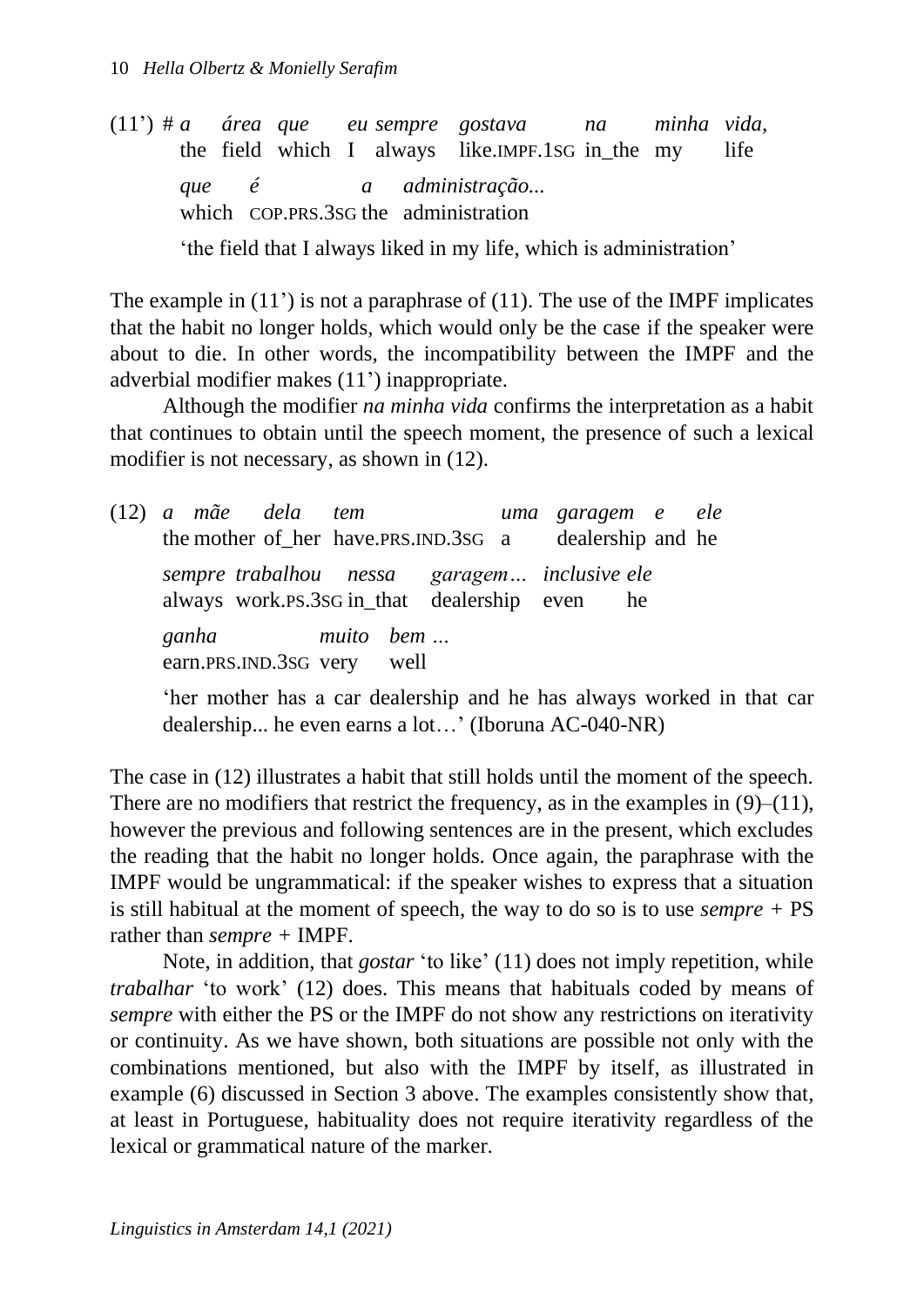(11') # *a área que eu sempre gostava na minha vida,*
the field which I always like.IMPF.1SG in_the my life

*que é a administração...*
which COP.PRS.3SG the administration

'the field that I always liked in my life, which is administration'

The example in (11') is not a paraphrase of (11). The use of the IMPF implicates that the habit no longer holds, which would only be the case if the speaker were about to die. In other words, the incompatibility between the IMPF and the adverbial modifier makes (11') inappropriate.

Although the modifier *na minha vida* confirms the interpretation as a habit that continues to obtain until the speech moment, the presence of such a lexical modifier is not necessary, as shown in (12).

(12) *a mãe dela tem uma garagem e ele*
the mother of_her have.PRS.IND.3SG a dealership and he

*sempre trabalhou nessa garagem… inclusive ele*
always work.PS.3SG in_that dealership even he

*ganha muito bem …*
earn.PRS.IND.3SG very well

'her mother has a car dealership and he has always worked in that car dealership... he even earns a lot…' (Iboruna AC-040-NR)

The case in (12) illustrates a habit that still holds until the moment of the speech. There are no modifiers that restrict the frequency, as in the examples in (9)–(11), however the previous and following sentences are in the present, which excludes the reading that the habit no longer holds. Once again, the paraphrase with the IMPF would be ungrammatical: if the speaker wishes to express that a situation is still habitual at the moment of speech, the way to do so is to use *sempre* + PS rather than *sempre* + IMPF.

Note, in addition, that *gostar* 'to like' (11) does not imply repetition, while *trabalhar* 'to work' (12) does. This means that habituals coded by means of *sempre* with either the PS or the IMPF do not show any restrictions on iterativity or continuity. As we have shown, both situations are possible not only with the combinations mentioned, but also with the IMPF by itself, as illustrated in example (6) discussed in Section 3 above. The examples consistently show that, at least in Portuguese, habituality does not require iterativity regardless of the lexical or grammatical nature of the marker.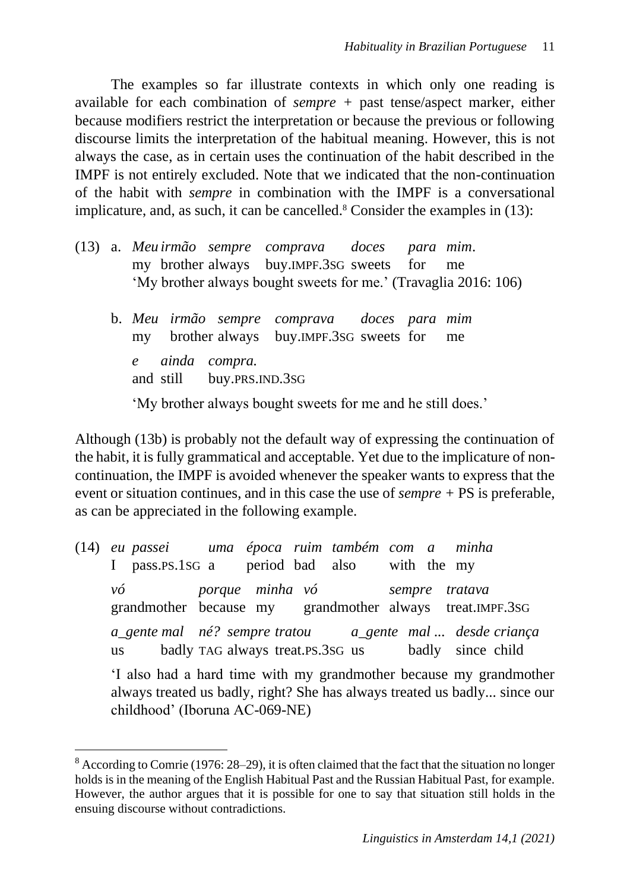The examples so far illustrate contexts in which only one reading is available for each combination of *sempre* + past tense/aspect marker, either because modifiers restrict the interpretation or because the previous or following discourse limits the interpretation of the habitual meaning. However, this is not always the case, as in certain uses the continuation of the habit described in the IMPF is not entirely excluded. Note that we indicated that the non-continuation of the habit with *sempre* in combination with the IMPF is a conversational implicature, and, as such, it can be cancelled.[8] Consider the examples in (13):

(13) a. *Meu irmão sempre comprava doces para mim.*
my brother always buy.IMPF.3SG sweets for me
'My brother always bought sweets for me.' (Travaglia 2016: 106)

b. *Meu irmão sempre comprava doces para mim*
my brother always buy.IMPF.3SG sweets for me
*e ainda compra.*
and still buy.PRS.IND.3SG
'My brother always bought sweets for me and he still does.'

Although (13b) is probably not the default way of expressing the continuation of the habit, it is fully grammatical and acceptable. Yet due to the implicature of non-continuation, the IMPF is avoided whenever the speaker wants to express that the event or situation continues, and in this case the use of *sempre* + PS is preferable, as can be appreciated in the following example.

(14) *eu passei uma época ruim também com a minha*
I pass.PS.1SG a period bad also with the my
*vó porque minha vó sempre tratava*
grandmother because my grandmother always treat.IMPF.3SG
*a_gente mal né? sempre tratou a_gente mal ... desde criança*
us badly TAG always treat.PS.3SG us badly since child
'I also had a hard time with my grandmother because my grandmother always treated us badly, right? She has always treated us badly... since our childhood' (Iboruna AC-069-NE)

[8] According to Comrie (1976: 28–29), it is often claimed that the fact that the situation no longer holds is in the meaning of the English Habitual Past and the Russian Habitual Past, for example. However, the author argues that it is possible for one to say that situation still holds in the ensuing discourse without contradictions.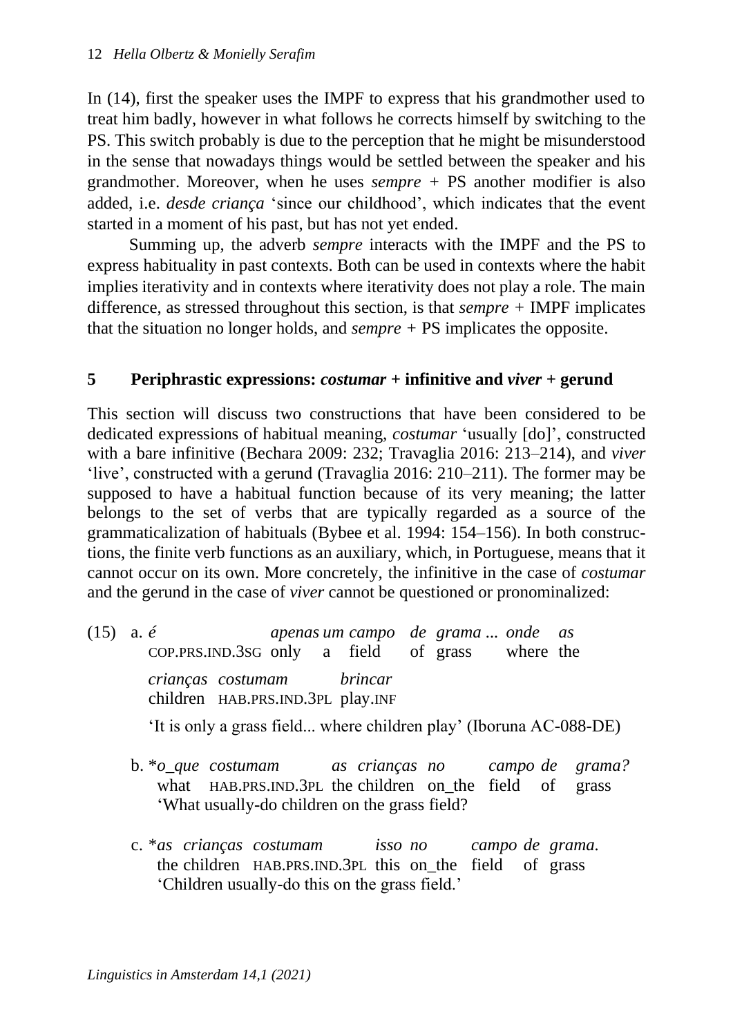In (14), first the speaker uses the IMPF to express that his grandmother used to treat him badly, however in what follows he corrects himself by switching to the PS. This switch probably is due to the perception that he might be misunderstood in the sense that nowadays things would be settled between the speaker and his grandmother. Moreover, when he uses *sempre* + PS another modifier is also added, i.e. *desde criança* 'since our childhood', which indicates that the event started in a moment of his past, but has not yet ended.

Summing up, the adverb *sempre* interacts with the IMPF and the PS to express habituality in past contexts. Both can be used in contexts where the habit implies iterativity and in contexts where iterativity does not play a role. The main difference, as stressed throughout this section, is that *sempre* + IMPF implicates that the situation no longer holds, and *sempre* + PS implicates the opposite.

## 5 Periphrastic expressions: *costumar* + infinitive and *viver* + gerund

This section will discuss two constructions that have been considered to be dedicated expressions of habitual meaning, *costumar* 'usually [do]', constructed with a bare infinitive (Bechara 2009: 232; Travaglia 2016: 213–214), and *viver* 'live', constructed with a gerund (Travaglia 2016: 210–211). The former may be supposed to have a habitual function because of its very meaning; the latter belongs to the set of verbs that are typically regarded as a source of the grammaticalization of habituals (Bybee et al. 1994: 154–156). In both constructions, the finite verb functions as an auxiliary, which, in Portuguese, means that it cannot occur on its own. More concretely, the infinitive in the case of *costumar* and the gerund in the case of *viver* cannot be questioned or pronominalized:

(15) a. *é apenas um campo de grama ... onde as*
COP.PRS.IND.3SG only a field of grass where the
*crianças costumam brincar*
children HAB.PRS.IND.3PL play.INF
'It is only a grass field... where children play' (Iboruna AC-088-DE)

b. \**o_que costumam as crianças no campo de grama?*
what HAB.PRS.IND.3PL the children on_the field of grass
'What usually-do children on the grass field?

c. \**as crianças costumam isso no campo de grama.*
the children HAB.PRS.IND.3PL this on_the field of grass
'Children usually-do this on the grass field.'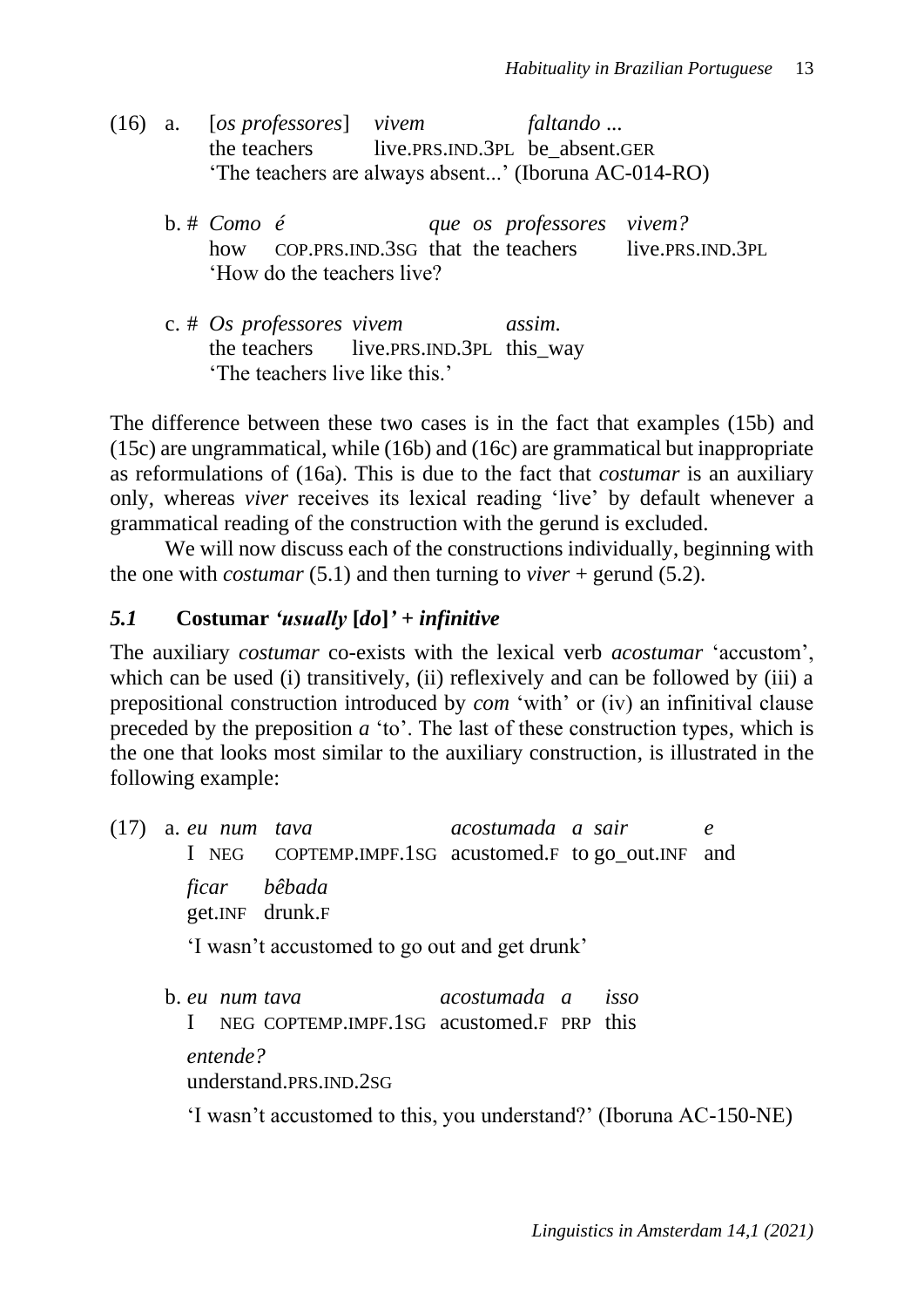(16) a. [*os professores*] *vivem* *faltando ...*
the teachers live.PRS.IND.3PL be_absent.GER
'The teachers are always absent...' (Iboruna AC-014-RO)

b. # *Como é que os professores vivem?*
how COP.PRS.IND.3SG that the teachers live.PRS.IND.3PL
'How do the teachers live?

c. # *Os professores vivem assim.*
the teachers live.PRS.IND.3PL this_way
'The teachers live like this.'

The difference between these two cases is in the fact that examples (15b) and (15c) are ungrammatical, while (16b) and (16c) are grammatical but inappropriate as reformulations of (16a). This is due to the fact that *costumar* is an auxiliary only, whereas *viver* receives its lexical reading 'live' by default whenever a grammatical reading of the construction with the gerund is excluded.

We will now discuss each of the constructions individually, beginning with the one with *costumar* (5.1) and then turning to *viver* + gerund (5.2).

### *5.1* Costumar *'usually* [*do*]*' + infinitive*

The auxiliary *costumar* co-exists with the lexical verb *acostumar* 'accustom', which can be used (i) transitively, (ii) reflexively and can be followed by (iii) a prepositional construction introduced by *com* 'with' or (iv) an infinitival clause preceded by the preposition *a* 'to'. The last of these construction types, which is the one that looks most similar to the auxiliary construction, is illustrated in the following example:

(17) a. *eu num tava acostumada a sair e*
I NEG COPTEMP.IMPF.1SG acustomed.F to go_out.INF and
*ficar bêbada*
get.INF drunk.F
'I wasn't accustomed to go out and get drunk'

b. *eu num tava acostumada a isso*
I NEG COPTEMP.IMPF.1SG acustomed.F PRP this
*entende?*
understand.PRS.IND.2SG
'I wasn't accustomed to this, you understand?' (Iboruna AC-150-NE)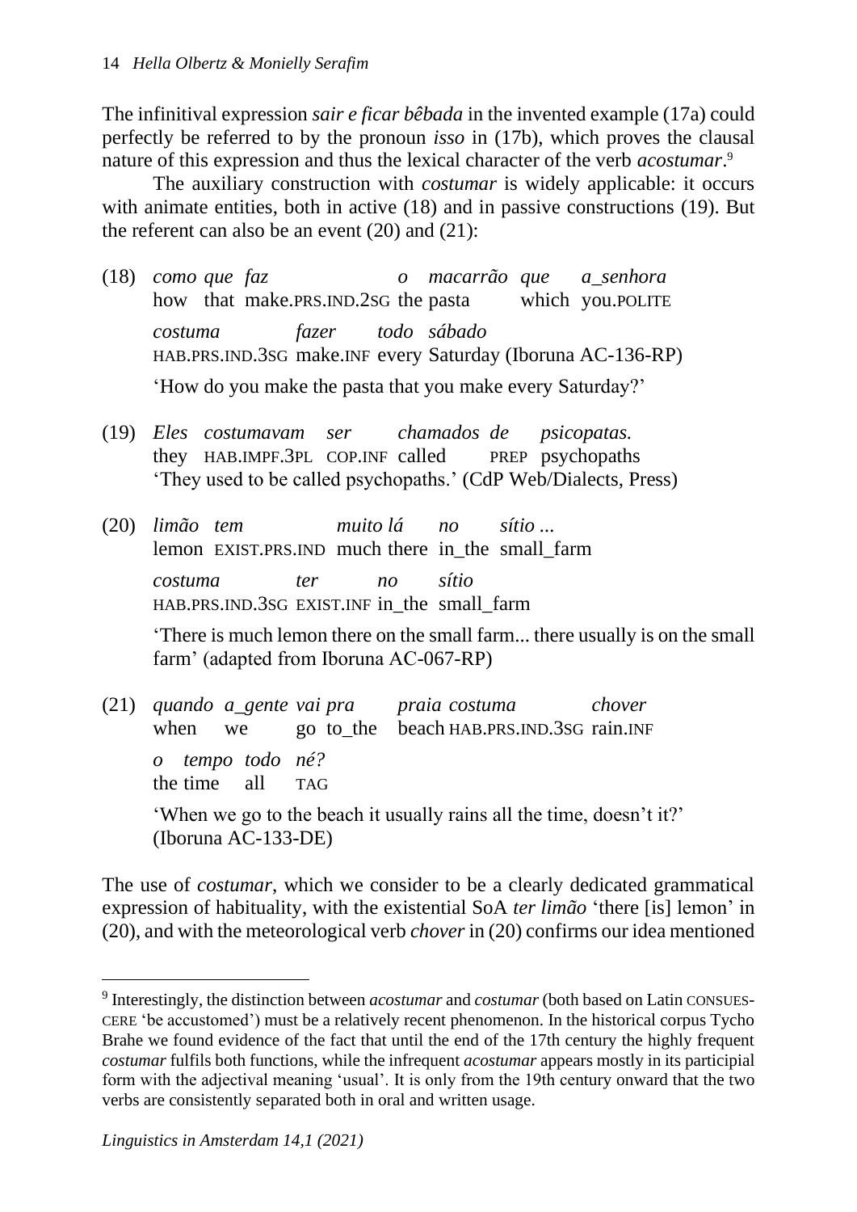The infinitival expression *sair e ficar bêbada* in the invented example (17a) could perfectly be referred to by the pronoun *isso* in (17b), which proves the clausal nature of this expression and thus the lexical character of the verb *acostumar*.[9]

The auxiliary construction with *costumar* is widely applicable: it occurs with animate entities, both in active (18) and in passive constructions (19). But the referent can also be an event (20) and (21):

(18) *como que faz o macarrão que a_senhora*
how that make.PRS.IND.2SG the pasta which you.POLITE
*costuma fazer todo sábado*
HAB.PRS.IND.3SG make.INF every Saturday (Iboruna AC-136-RP)
'How do you make the pasta that you make every Saturday?'

(19) *Eles costumavam ser chamados de psicopatas.*
they HAB.IMPF.3PL COP.INF called PREP psychopaths
'They used to be called psychopaths.' (CdP Web/Dialects, Press)

(20) *limão tem muito lá no sítio ...*
lemon EXIST.PRS.IND much there in_the small_farm
*costuma ter no sítio*
HAB.PRS.IND.3SG EXIST.INF in_the small_farm
'There is much lemon there on the small farm... there usually is on the small farm' (adapted from Iboruna AC-067-RP)

(21) *quando a_gente vai pra praia costuma chover*
when we go to_the beach HAB.PRS.IND.3SG rain.INF
*o tempo todo né?*
the time all TAG
'When we go to the beach it usually rains all the time, doesn't it?' (Iboruna AC-133-DE)

The use of *costumar*, which we consider to be a clearly dedicated grammatical expression of habituality, with the existential SoA *ter limão* 'there [is] lemon' in (20), and with the meteorological verb *chover* in (20) confirms our idea mentioned

[9] Interestingly, the distinction between *acostumar* and *costumar* (both based on Latin CONSUESCERE 'be accustomed') must be a relatively recent phenomenon. In the historical corpus Tycho Brahe we found evidence of the fact that until the end of the 17th century the highly frequent *costumar* fulfils both functions, while the infrequent *acostumar* appears mostly in its participial form with the adjectival meaning 'usual'. It is only from the 19th century onward that the two verbs are consistently separated both in oral and written usage.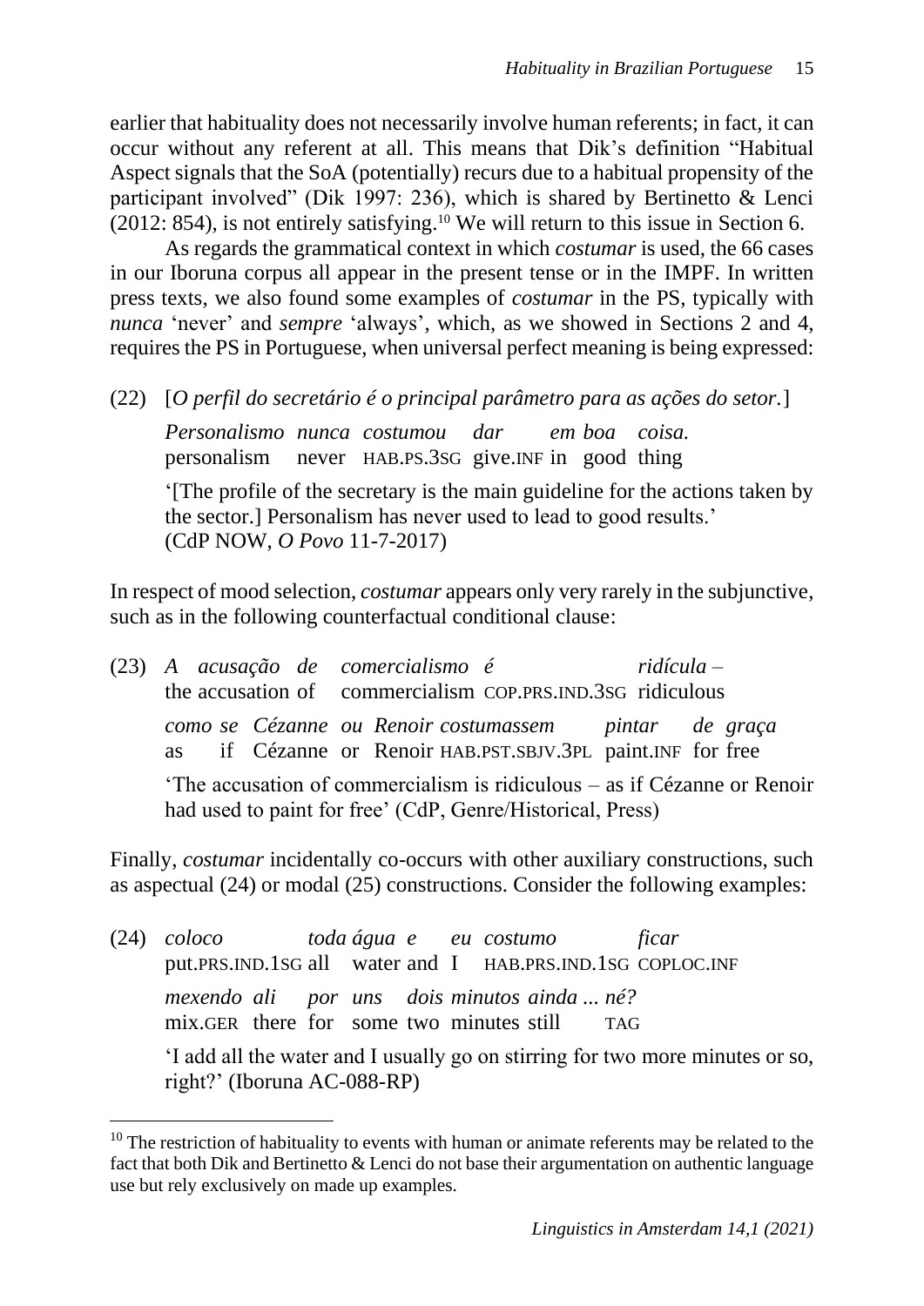earlier that habituality does not necessarily involve human referents; in fact, it can occur without any referent at all. This means that Dik's definition "Habitual Aspect signals that the SoA (potentially) recurs due to a habitual propensity of the participant involved" (Dik 1997: 236), which is shared by Bertinetto & Lenci (2012: 854), is not entirely satisfying.[10] We will return to this issue in Section 6.

As regards the grammatical context in which *costumar* is used, the 66 cases in our Iboruna corpus all appear in the present tense or in the IMPF. In written press texts, we also found some examples of *costumar* in the PS, typically with *nunca* 'never' and *sempre* 'always', which, as we showed in Sections 2 and 4, requires the PS in Portuguese, when universal perfect meaning is being expressed:

(22) [*O perfil do secretário é o principal parâmetro para as ações do setor.*]

*Personalismo nunca costumou dar em boa coisa.*
personalism never HAB.PS.3SG give.INF in good thing

'[The profile of the secretary is the main guideline for the actions taken by the sector.] Personalism has never used to lead to good results.' (CdP NOW, *O Povo* 11-7-2017)

In respect of mood selection, *costumar* appears only very rarely in the subjunctive, such as in the following counterfactual conditional clause:

(23) *A acusação de comercialismo é ridícula –*
the accusation of commercialism COP.PRS.IND.3SG ridiculous

*como se Cézanne ou Renoir costumassem pintar de graça*
as if Cézanne or Renoir HAB.PST.SBJV.3PL paint.INF for free

'The accusation of commercialism is ridiculous – as if Cézanne or Renoir had used to paint for free' (CdP, Genre/Historical, Press)

Finally, *costumar* incidentally co-occurs with other auxiliary constructions, such as aspectual (24) or modal (25) constructions. Consider the following examples:

(24) *coloco toda água e eu costumo ficar*
put.PRS.IND.1SG all water and I HAB.PRS.IND.1SG COPLOC.INF

*mexendo ali por uns dois minutos ainda ... né?*
mix.GER there for some two minutes still TAG

'I add all the water and I usually go on stirring for two more minutes or so, right?' (Iboruna AC-088-RP)

[10] The restriction of habituality to events with human or animate referents may be related to the fact that both Dik and Bertinetto & Lenci do not base their argumentation on authentic language use but rely exclusively on made up examples.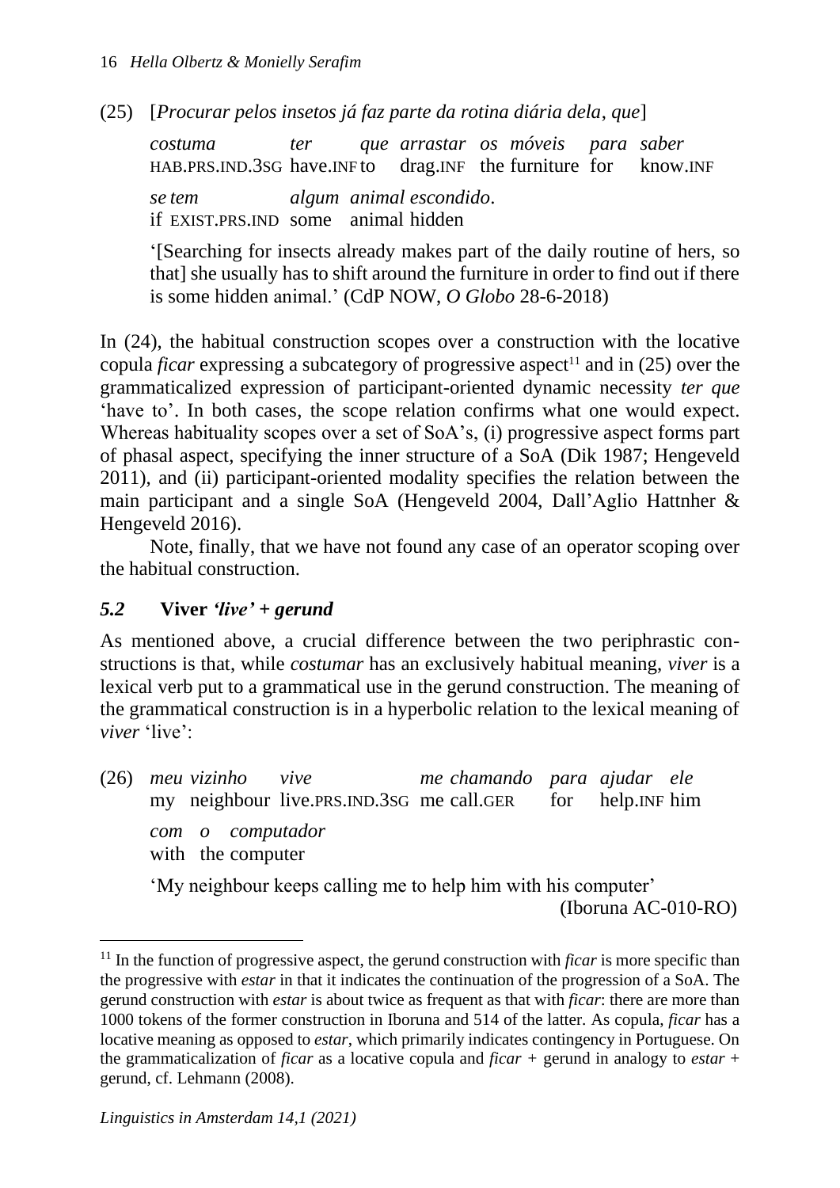(25) [*Procurar pelos insetos já faz parte da rotina diária dela*, *que*]

*costuma* *ter* *que* *arrastar* *os* *móveis* *para* *saber*
HAB.PRS.IND.3SG have.INF to drag.INF the furniture for know.INF

*se* *tem* *algum* *animal* *escondido*.
if EXIST.PRS.IND some animal hidden

'[Searching for insects already makes part of the daily routine of hers, so that] she usually has to shift around the furniture in order to find out if there is some hidden animal.' (CdP NOW, *O Globo* 28-6-2018)

In (24), the habitual construction scopes over a construction with the locative copula *ficar* expressing a subcategory of progressive aspect[11] and in (25) over the grammaticalized expression of participant-oriented dynamic necessity *ter que* 'have to'. In both cases, the scope relation confirms what one would expect. Whereas habituality scopes over a set of SoA's, (i) progressive aspect forms part of phasal aspect, specifying the inner structure of a SoA (Dik 1987; Hengeveld 2011), and (ii) participant-oriented modality specifies the relation between the main participant and a single SoA (Hengeveld 2004, Dall'Aglio Hattnher & Hengeveld 2016).

Note, finally, that we have not found any case of an operator scoping over the habitual construction.

## *5.2* **Viver** *'live' + gerund*

As mentioned above, a crucial difference between the two periphrastic constructions is that, while *costumar* has an exclusively habitual meaning, *viver* is a lexical verb put to a grammatical use in the gerund construction. The meaning of the grammatical construction is in a hyperbolic relation to the lexical meaning of *viver* 'live':

(26) *meu* *vizinho* *vive* *me* *chamando* *para* *ajudar* *ele*
my neighbour live.PRS.IND.3SG me call.GER for help.INF him

*com* *o* *computador*
with the computer

'My neighbour keeps calling me to help him with his computer'
(Iboruna AC-010-RO)

---

[11] In the function of progressive aspect, the gerund construction with *ficar* is more specific than the progressive with *estar* in that it indicates the continuation of the progression of a SoA. The gerund construction with *estar* is about twice as frequent as that with *ficar*: there are more than 1000 tokens of the former construction in Iboruna and 514 of the latter. As copula, *ficar* has a locative meaning as opposed to *estar*, which primarily indicates contingency in Portuguese. On the grammaticalization of *ficar* as a locative copula and *ficar* + gerund in analogy to *estar* + gerund, cf. Lehmann (2008).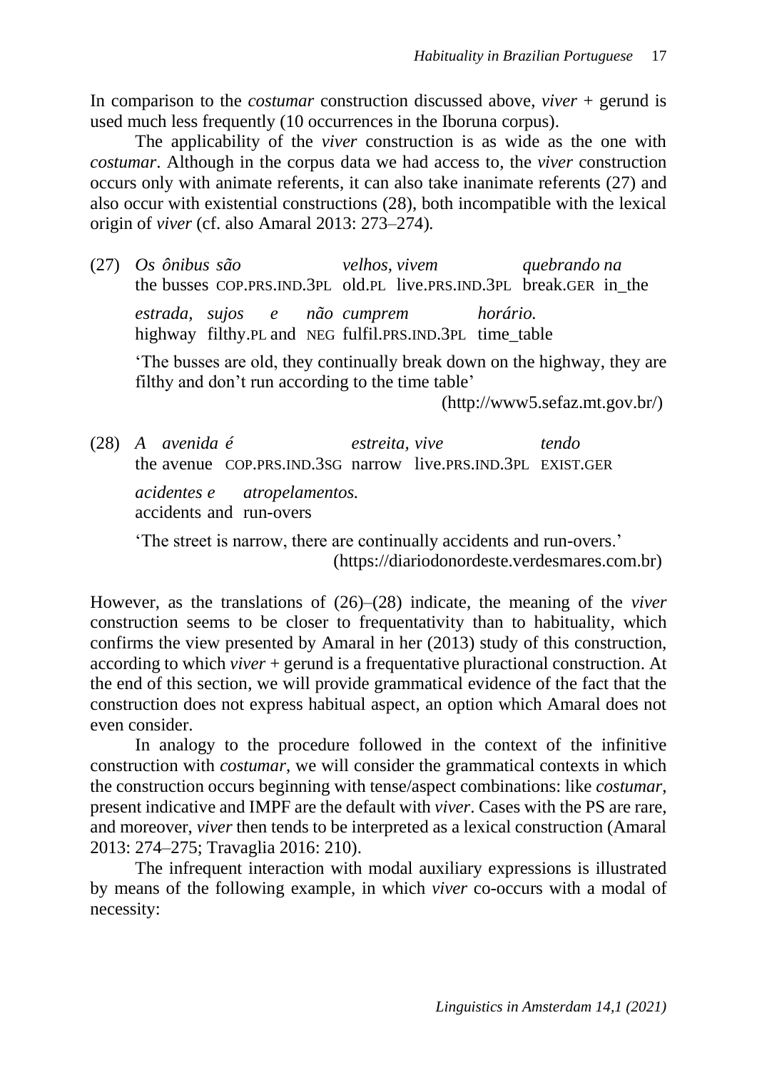In comparison to the *costumar* construction discussed above, *viver* + gerund is used much less frequently (10 occurrences in the Iboruna corpus).

The applicability of the *viver* construction is as wide as the one with *costumar*. Although in the corpus data we had access to, the *viver* construction occurs only with animate referents, it can also take inanimate referents (27) and also occur with existential constructions (28), both incompatible with the lexical origin of *viver* (cf. also Amaral 2013: 273–274).

(27) *Os ônibus são velhos, vivem quebrando na*
the busses COP.PRS.IND.3PL old.PL live.PRS.IND.3PL break.GER in_the

*estrada, sujos e não cumprem horário.*
highway filthy.PL and NEG fulfil.PRS.IND.3PL time_table

'The busses are old, they continually break down on the highway, they are filthy and don't run according to the time table'

(http://www5.sefaz.mt.gov.br/)

(28) *A avenida é estreita, vive tendo*
the avenue COP.PRS.IND.3SG narrow live.PRS.IND.3PL EXIST.GER

*acidentes e atropelamentos.*
accidents and run-overs

'The street is narrow, there are continually accidents and run-overs.'

(https://diariodonordeste.verdesmares.com.br)

However, as the translations of (26)–(28) indicate, the meaning of the *viver* construction seems to be closer to frequentativity than to habituality, which confirms the view presented by Amaral in her (2013) study of this construction, according to which *viver* + gerund is a frequentative pluractional construction. At the end of this section, we will provide grammatical evidence of the fact that the construction does not express habitual aspect, an option which Amaral does not even consider.

In analogy to the procedure followed in the context of the infinitive construction with *costumar*, we will consider the grammatical contexts in which the construction occurs beginning with tense/aspect combinations: like *costumar*, present indicative and IMPF are the default with *viver*. Cases with the PS are rare, and moreover, *viver* then tends to be interpreted as a lexical construction (Amaral 2013: 274–275; Travaglia 2016: 210).

The infrequent interaction with modal auxiliary expressions is illustrated by means of the following example, in which *viver* co-occurs with a modal of necessity: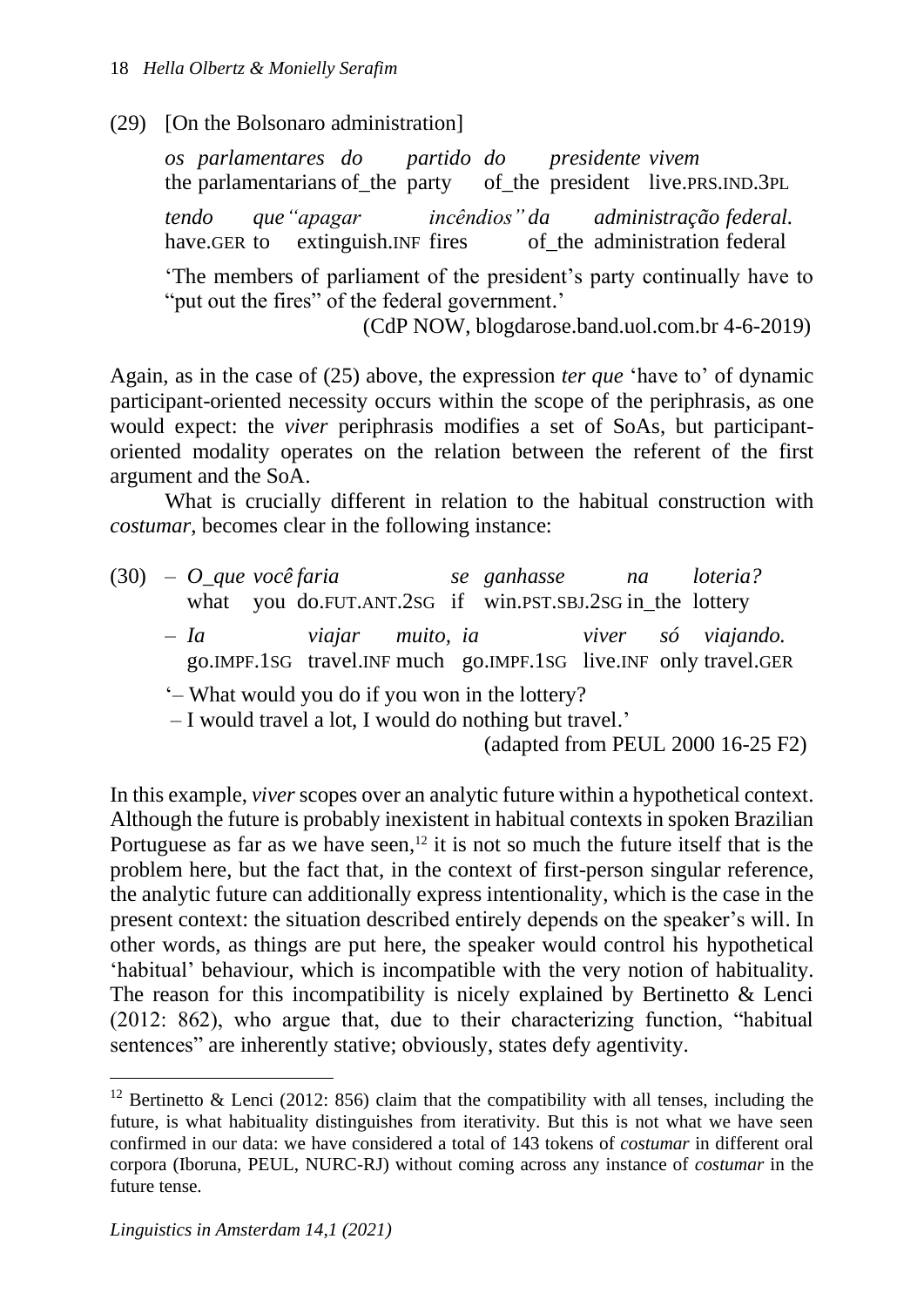(29) [On the Bolsonaro administration]

*os parlamentares do partido do presidente vivem*
the parlamentarians of_the party of_the president live.PRS.IND.3PL

*tendo que "apagar incêndios" da administração federal.*
have.GER to extinguish.INF fires of_the administration federal

'The members of parliament of the president's party continually have to "put out the fires" of the federal government.'

(CdP NOW, blogdarose.band.uol.com.br 4-6-2019)

Again, as in the case of (25) above, the expression *ter que* 'have to' of dynamic participant-oriented necessity occurs within the scope of the periphrasis, as one would expect: the *viver* periphrasis modifies a set of SoAs, but participant-oriented modality operates on the relation between the referent of the first argument and the SoA.

What is crucially different in relation to the habitual construction with *costumar*, becomes clear in the following instance:

(30) – *O_que você faria se ganhasse na loteria?*
what you do.FUT.ANT.2SG if win.PST.SBJ.2SG in_the lottery

– *Ia viajar muito, ia viver só viajando.*
go.IMPF.1SG travel.INF much go.IMPF.1SG live.INF only travel.GER

'– What would you do if you won in the lottery?
– I would travel a lot, I would do nothing but travel.'

(adapted from PEUL 2000 16-25 F2)

In this example, *viver* scopes over an analytic future within a hypothetical context. Although the future is probably inexistent in habitual contexts in spoken Brazilian Portuguese as far as we have seen,[12] it is not so much the future itself that is the problem here, but the fact that, in the context of first-person singular reference, the analytic future can additionally express intentionality, which is the case in the present context: the situation described entirely depends on the speaker's will. In other words, as things are put here, the speaker would control his hypothetical 'habitual' behaviour, which is incompatible with the very notion of habituality. The reason for this incompatibility is nicely explained by Bertinetto & Lenci (2012: 862), who argue that, due to their characterizing function, "habitual sentences" are inherently stative; obviously, states defy agentivity.

[12] Bertinetto & Lenci (2012: 856) claim that the compatibility with all tenses, including the future, is what habituality distinguishes from iterativity. But this is not what we have seen confirmed in our data: we have considered a total of 143 tokens of *costumar* in different oral corpora (Iboruna, PEUL, NURC-RJ) without coming across any instance of *costumar* in the future tense.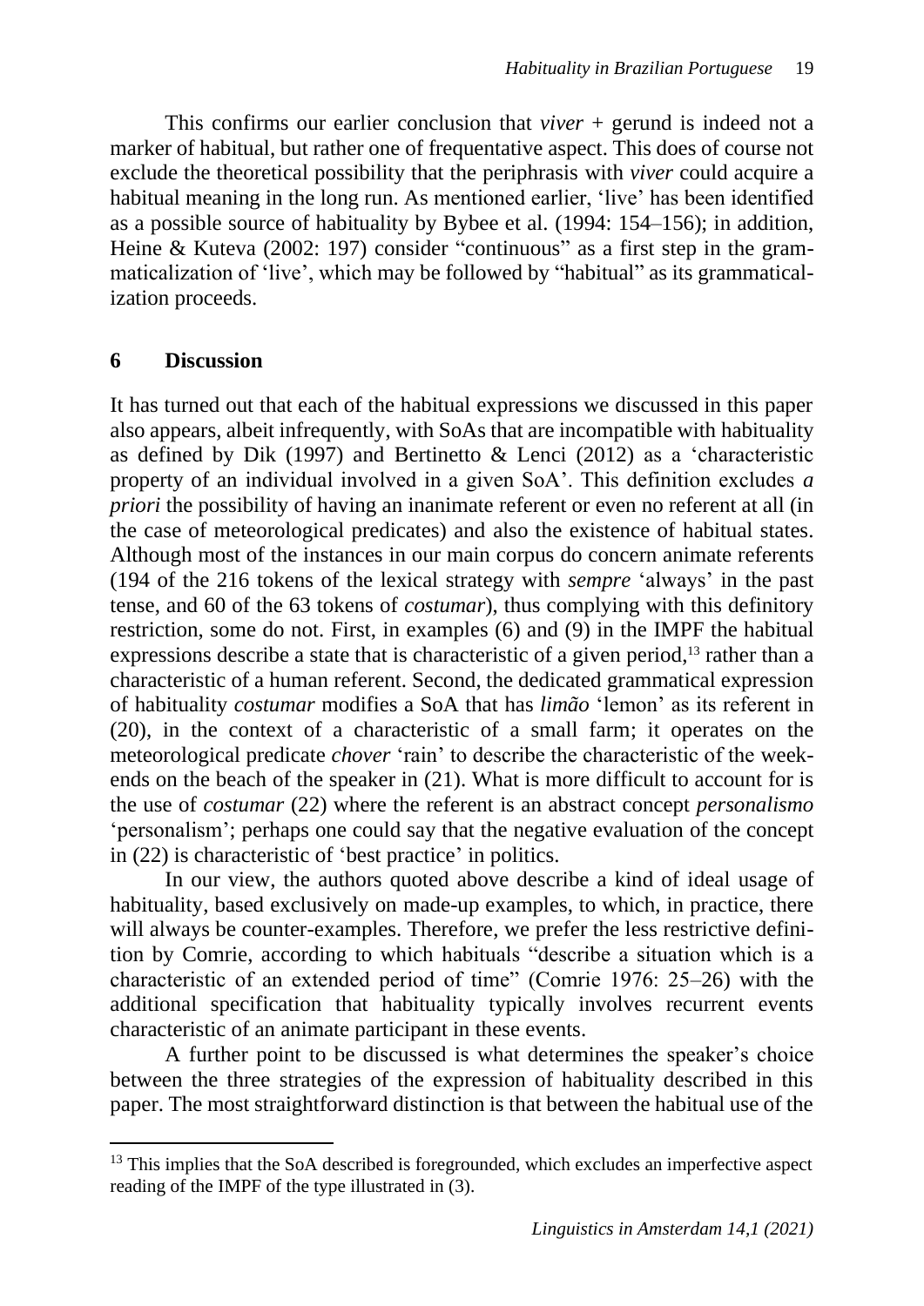This confirms our earlier conclusion that *viver* + gerund is indeed not a marker of habitual, but rather one of frequentative aspect. This does of course not exclude the theoretical possibility that the periphrasis with *viver* could acquire a habitual meaning in the long run. As mentioned earlier, 'live' has been identified as a possible source of habituality by Bybee et al. (1994: 154–156); in addition, Heine & Kuteva (2002: 197) consider "continuous" as a first step in the grammaticalization of 'live', which may be followed by "habitual" as its grammaticalization proceeds.

## 6 Discussion

It has turned out that each of the habitual expressions we discussed in this paper also appears, albeit infrequently, with SoAs that are incompatible with habituality as defined by Dik (1997) and Bertinetto & Lenci (2012) as a 'characteristic property of an individual involved in a given SoA'. This definition excludes *a priori* the possibility of having an inanimate referent or even no referent at all (in the case of meteorological predicates) and also the existence of habitual states. Although most of the instances in our main corpus do concern animate referents (194 of the 216 tokens of the lexical strategy with *sempre* 'always' in the past tense, and 60 of the 63 tokens of *costumar*), thus complying with this definitory restriction, some do not. First, in examples (6) and (9) in the IMPF the habitual expressions describe a state that is characteristic of a given period,[13] rather than a characteristic of a human referent. Second, the dedicated grammatical expression of habituality *costumar* modifies a SoA that has *limão* 'lemon' as its referent in (20), in the context of a characteristic of a small farm; it operates on the meteorological predicate *chover* 'rain' to describe the characteristic of the weekends on the beach of the speaker in (21). What is more difficult to account for is the use of *costumar* (22) where the referent is an abstract concept *personalismo* 'personalism'; perhaps one could say that the negative evaluation of the concept in (22) is characteristic of 'best practice' in politics.

In our view, the authors quoted above describe a kind of ideal usage of habituality, based exclusively on made-up examples, to which, in practice, there will always be counter-examples. Therefore, we prefer the less restrictive definition by Comrie, according to which habituals "describe a situation which is a characteristic of an extended period of time" (Comrie 1976: 25–26) with the additional specification that habituality typically involves recurrent events characteristic of an animate participant in these events.

A further point to be discussed is what determines the speaker's choice between the three strategies of the expression of habituality described in this paper. The most straightforward distinction is that between the habitual use of the

[13] This implies that the SoA described is foregrounded, which excludes an imperfective aspect reading of the IMPF of the type illustrated in (3).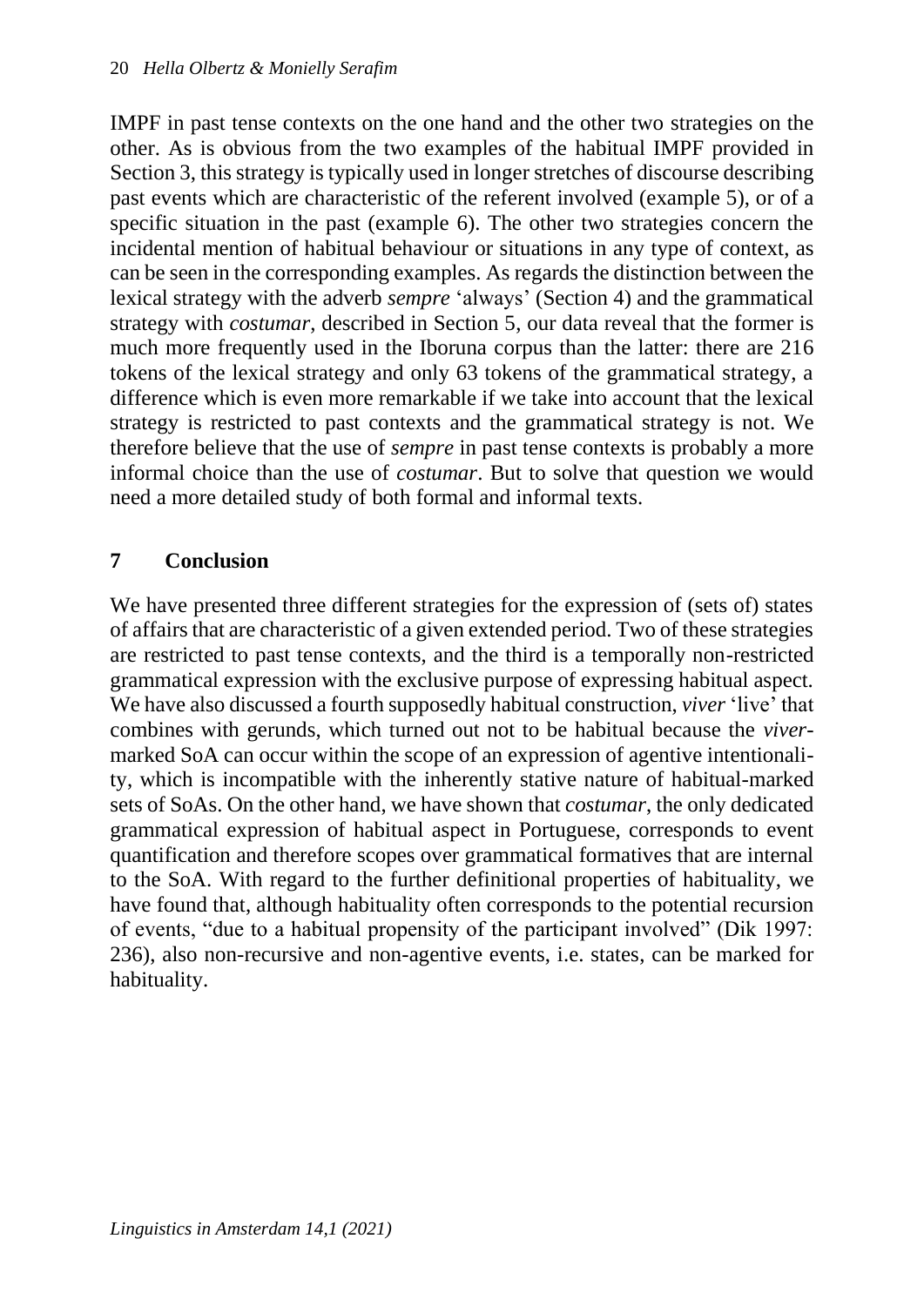IMPF in past tense contexts on the one hand and the other two strategies on the other. As is obvious from the two examples of the habitual IMPF provided in Section 3, this strategy is typically used in longer stretches of discourse describing past events which are characteristic of the referent involved (example 5), or of a specific situation in the past (example 6). The other two strategies concern the incidental mention of habitual behaviour or situations in any type of context, as can be seen in the corresponding examples. As regards the distinction between the lexical strategy with the adverb *sempre* 'always' (Section 4) and the grammatical strategy with *costumar*, described in Section 5, our data reveal that the former is much more frequently used in the Iboruna corpus than the latter: there are 216 tokens of the lexical strategy and only 63 tokens of the grammatical strategy, a difference which is even more remarkable if we take into account that the lexical strategy is restricted to past contexts and the grammatical strategy is not. We therefore believe that the use of *sempre* in past tense contexts is probably a more informal choice than the use of *costumar*. But to solve that question we would need a more detailed study of both formal and informal texts.

## 7 Conclusion

We have presented three different strategies for the expression of (sets of) states of affairs that are characteristic of a given extended period. Two of these strategies are restricted to past tense contexts, and the third is a temporally non-restricted grammatical expression with the exclusive purpose of expressing habitual aspect. We have also discussed a fourth supposedly habitual construction, *viver* 'live' that combines with gerunds, which turned out not to be habitual because the *viver*-marked SoA can occur within the scope of an expression of agentive intentionality, which is incompatible with the inherently stative nature of habitual-marked sets of SoAs. On the other hand, we have shown that *costumar*, the only dedicated grammatical expression of habitual aspect in Portuguese, corresponds to event quantification and therefore scopes over grammatical formatives that are internal to the SoA. With regard to the further definitional properties of habituality, we have found that, although habituality often corresponds to the potential recursion of events, "due to a habitual propensity of the participant involved" (Dik 1997: 236), also non-recursive and non-agentive events, i.e. states, can be marked for habituality.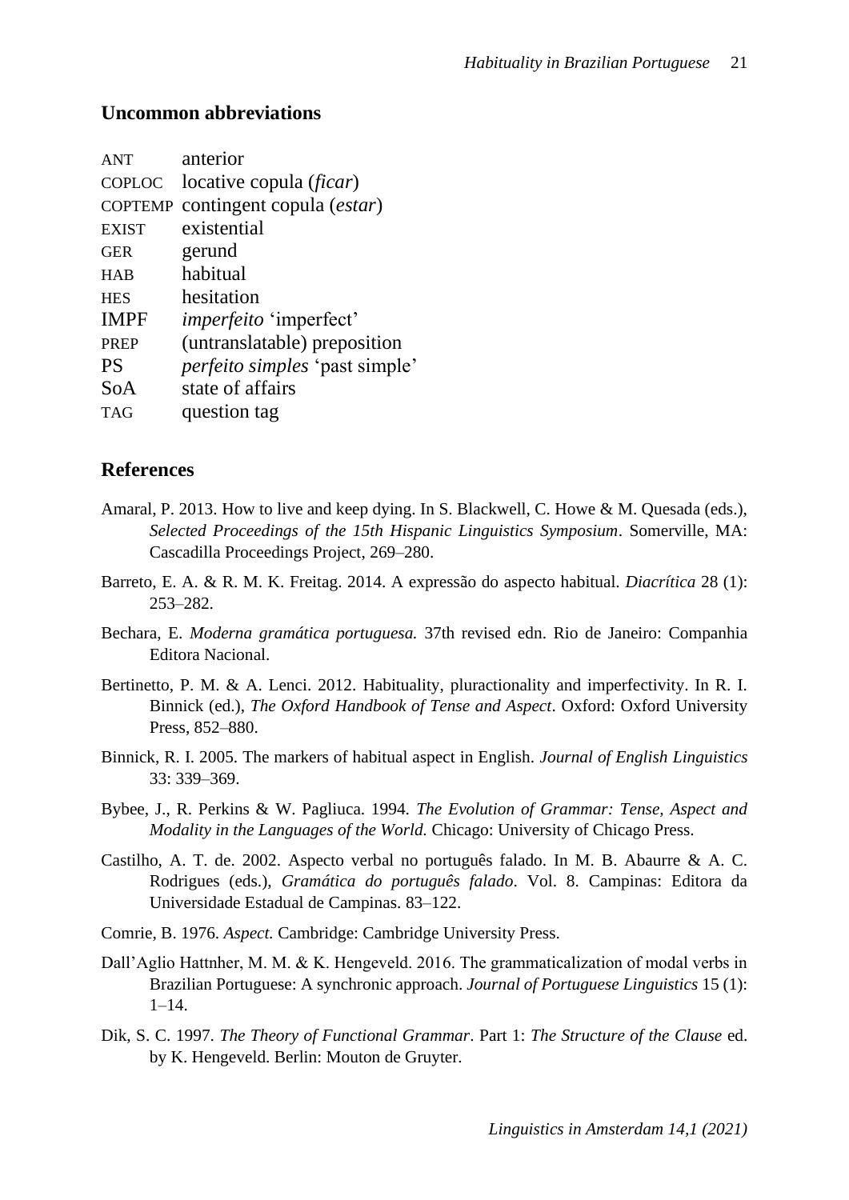## Uncommon abbreviations

| | |
|---|---|
| ANT | anterior |
| COPLOC | locative copula (*ficar*) |
| COPTEMP | contingent copula (*estar*) |
| EXIST | existential |
| GER | gerund |
| HAB | habitual |
| HES | hesitation |
| IMPF | *imperfeito* 'imperfect' |
| PREP | (untranslatable) preposition |
| PS | *perfeito simples* 'past simple' |
| SoA | state of affairs |
| TAG | question tag |

## References

Amaral, P. 2013. How to live and keep dying. In S. Blackwell, C. Howe & M. Quesada (eds.), *Selected Proceedings of the 15th Hispanic Linguistics Symposium*. Somerville, MA: Cascadilla Proceedings Project, 269–280.

Barreto, E. A. & R. M. K. Freitag. 2014. A expressão do aspecto habitual. *Diacrítica* 28 (1): 253–282.

Bechara, E. *Moderna gramática portuguesa.* 37th revised edn. Rio de Janeiro: Companhia Editora Nacional.

Bertinetto, P. M. & A. Lenci. 2012. Habituality, pluractionality and imperfectivity. In R. I. Binnick (ed.), *The Oxford Handbook of Tense and Aspect*. Oxford: Oxford University Press, 852–880.

Binnick, R. I. 2005. The markers of habitual aspect in English. *Journal of English Linguistics* 33: 339–369.

Bybee, J., R. Perkins & W. Pagliuca. 1994. *The Evolution of Grammar: Tense, Aspect and Modality in the Languages of the World.* Chicago: University of Chicago Press.

Castilho, A. T. de. 2002. Aspecto verbal no português falado. In M. B. Abaurre & A. C. Rodrigues (eds.), *Gramática do português falado*. Vol. 8. Campinas: Editora da Universidade Estadual de Campinas. 83–122.

Comrie, B. 1976. *Aspect.* Cambridge: Cambridge University Press.

Dall'Aglio Hattnher, M. M. & K. Hengeveld. 2016. The grammaticalization of modal verbs in Brazilian Portuguese: A synchronic approach. *Journal of Portuguese Linguistics* 15 (1): 1–14.

Dik, S. C. 1997. *The Theory of Functional Grammar*. Part 1: *The Structure of the Clause* ed. by K. Hengeveld. Berlin: Mouton de Gruyter.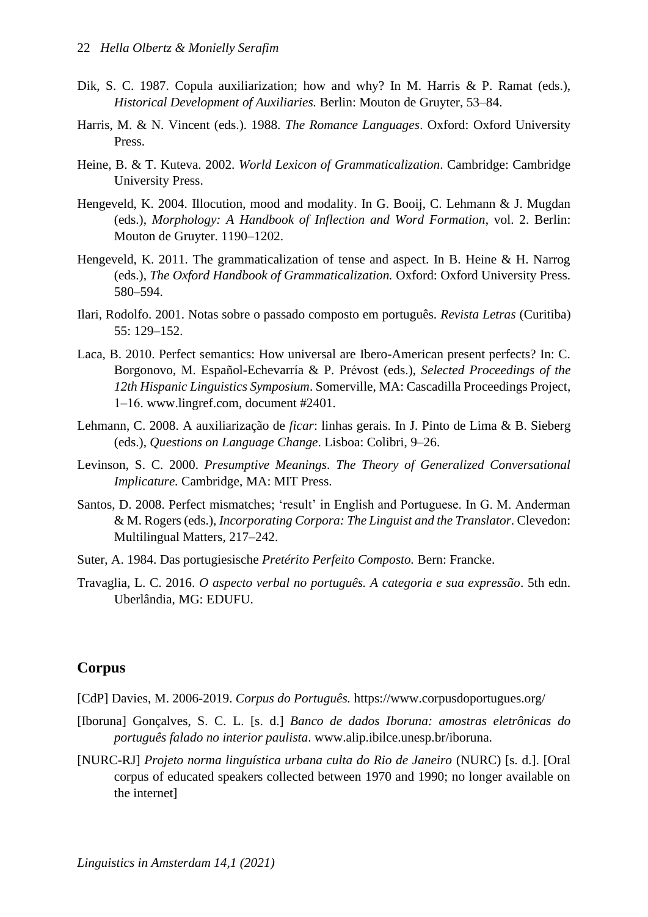Dik, S. C. 1987. Copula auxiliarization; how and why? In M. Harris & P. Ramat (eds.), *Historical Development of Auxiliaries.* Berlin: Mouton de Gruyter, 53–84.

Harris, M. & N. Vincent (eds.). 1988. *The Romance Languages*. Oxford: Oxford University Press.

Heine, B. & T. Kuteva. 2002. *World Lexicon of Grammaticalization*. Cambridge: Cambridge University Press.

Hengeveld, K. 2004. Illocution, mood and modality. In G. Booij, C. Lehmann & J. Mugdan (eds.), *Morphology: A Handbook of Inflection and Word Formation*, vol. 2. Berlin: Mouton de Gruyter. 1190–1202.

Hengeveld, K. 2011. The grammaticalization of tense and aspect. In B. Heine & H. Narrog (eds.), *The Oxford Handbook of Grammaticalization.* Oxford: Oxford University Press. 580–594.

Ilari, Rodolfo. 2001. Notas sobre o passado composto em português. *Revista Letras* (Curitiba) 55: 129–152.

Laca, B. 2010. Perfect semantics: How universal are Ibero-American present perfects? In: C. Borgonovo, M. Español-Echevarría & P. Prévost (eds.), *Selected Proceedings of the 12th Hispanic Linguistics Symposium*. Somerville, MA: Cascadilla Proceedings Project, 1–16. www.lingref.com, document #2401.

Lehmann, C. 2008. A auxiliarização de *ficar*: linhas gerais. In J. Pinto de Lima & B. Sieberg (eds.), *Questions on Language Change*. Lisboa: Colibri, 9–26.

Levinson, S. C. 2000. *Presumptive Meanings*. *The Theory of Generalized Conversational Implicature.* Cambridge, MA: MIT Press.

Santos, D. 2008. Perfect mismatches; 'result' in English and Portuguese. In G. M. Anderman & M. Rogers (eds.), *Incorporating Corpora: The Linguist and the Translator*. Clevedon: Multilingual Matters, 217–242.

Suter, A. 1984. Das portugiesische *Pretérito Perfeito Composto.* Bern: Francke.

Travaglia, L. C. 2016. *O aspecto verbal no português. A categoria e sua expressão*. 5th edn. Uberlândia, MG: EDUFU.

## Corpus

[CdP] Davies, M. 2006-2019. *Corpus do Português.* https://www.corpusdoportugues.org/

[Iboruna] Gonçalves, S. C. L. [s. d.] *Banco de dados Iboruna: amostras eletrônicas do português falado no interior paulista*. www.alip.ibilce.unesp.br/iboruna.

[NURC-RJ] *Projeto norma linguística urbana culta do Rio de Janeiro* (NURC) [s. d.]. [Oral corpus of educated speakers collected between 1970 and 1990; no longer available on the internet]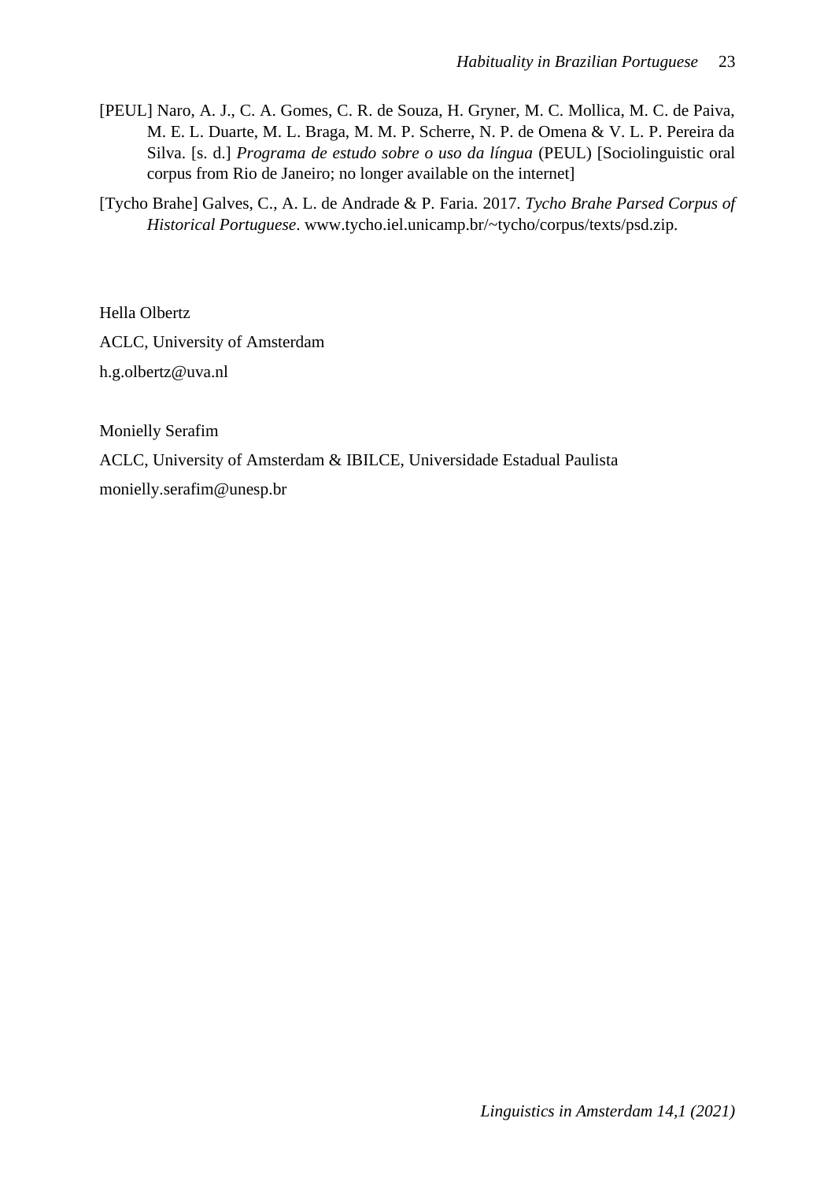[PEUL] Naro, A. J., C. A. Gomes, C. R. de Souza, H. Gryner, M. C. Mollica, M. C. de Paiva, M. E. L. Duarte, M. L. Braga, M. M. P. Scherre, N. P. de Omena & V. L. P. Pereira da Silva. [s. d.] *Programa de estudo sobre o uso da língua* (PEUL) [Sociolinguistic oral corpus from Rio de Janeiro; no longer available on the internet]

[Tycho Brahe] Galves, C., A. L. de Andrade & P. Faria. 2017. *Tycho Brahe Parsed Corpus of Historical Portuguese*. www.tycho.iel.unicamp.br/~tycho/corpus/texts/psd.zip.

Hella Olbertz

ACLC, University of Amsterdam

h.g.olbertz@uva.nl

Monielly Serafim

ACLC, University of Amsterdam & IBILCE, Universidade Estadual Paulista

monielly.serafim@unesp.br